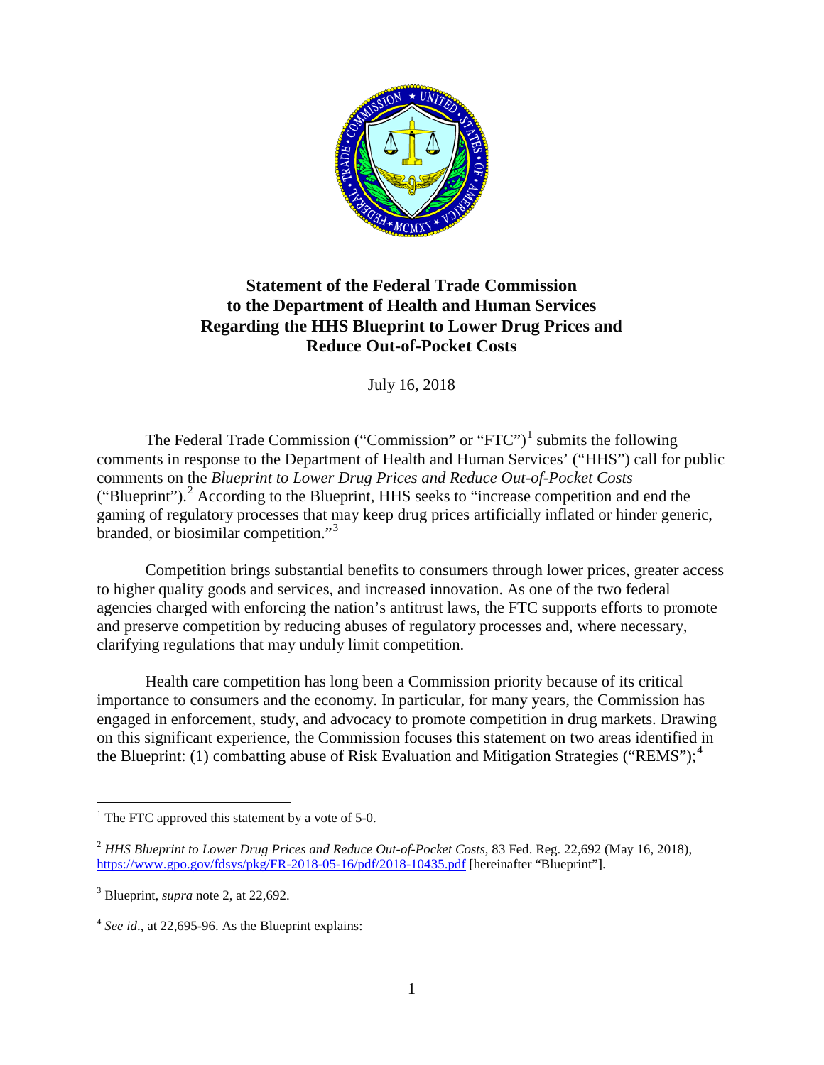# Statement of the Federal Trade Commission to the Department of Health and Human Services Regarding the HHS Blueprint to Lower Drug Prices and Reduce Out-of-Pocket Costs

July 16, 2018

The Federal Trade Commission ("Commission" or "FTC")[1] submits the following comments in response to the Department of Health and Human Services' ("HHS") call for public comments on the *Blueprint to Lower Drug Prices and Reduce Out-of-Pocket Costs* ("Blueprint").[2] According to the Blueprint, HHS seeks to "increase competition and end the gaming of regulatory processes that may keep drug prices artificially inflated or hinder generic, branded, or biosimilar competition."[3]

Competition brings substantial benefits to consumers through lower prices, greater access to higher quality goods and services, and increased innovation. As one of the two federal agencies charged with enforcing the nation's antitrust laws, the FTC supports efforts to promote and preserve competition by reducing abuses of regulatory processes and, where necessary, clarifying regulations that may unduly limit competition.

Health care competition has long been a Commission priority because of its critical importance to consumers and the economy. In particular, for many years, the Commission has engaged in enforcement, study, and advocacy to promote competition in drug markets. Drawing on this significant experience, the Commission focuses this statement on two areas identified in the Blueprint: (1) combatting abuse of Risk Evaluation and Mitigation Strategies ("REMS");[4]

---

[1] The FTC approved this statement by a vote of 5-0.

[2] *HHS Blueprint to Lower Drug Prices and Reduce Out-of-Pocket Costs*, 83 Fed. Reg. 22,692 (May 16, 2018), https://www.gpo.gov/fdsys/pkg/FR-2018-05-16/pdf/2018-10435.pdf [hereinafter "Blueprint"].

[3] Blueprint, *supra* note 2, at 22,692.

[4] *See id*., at 22,695-96. As the Blueprint explains: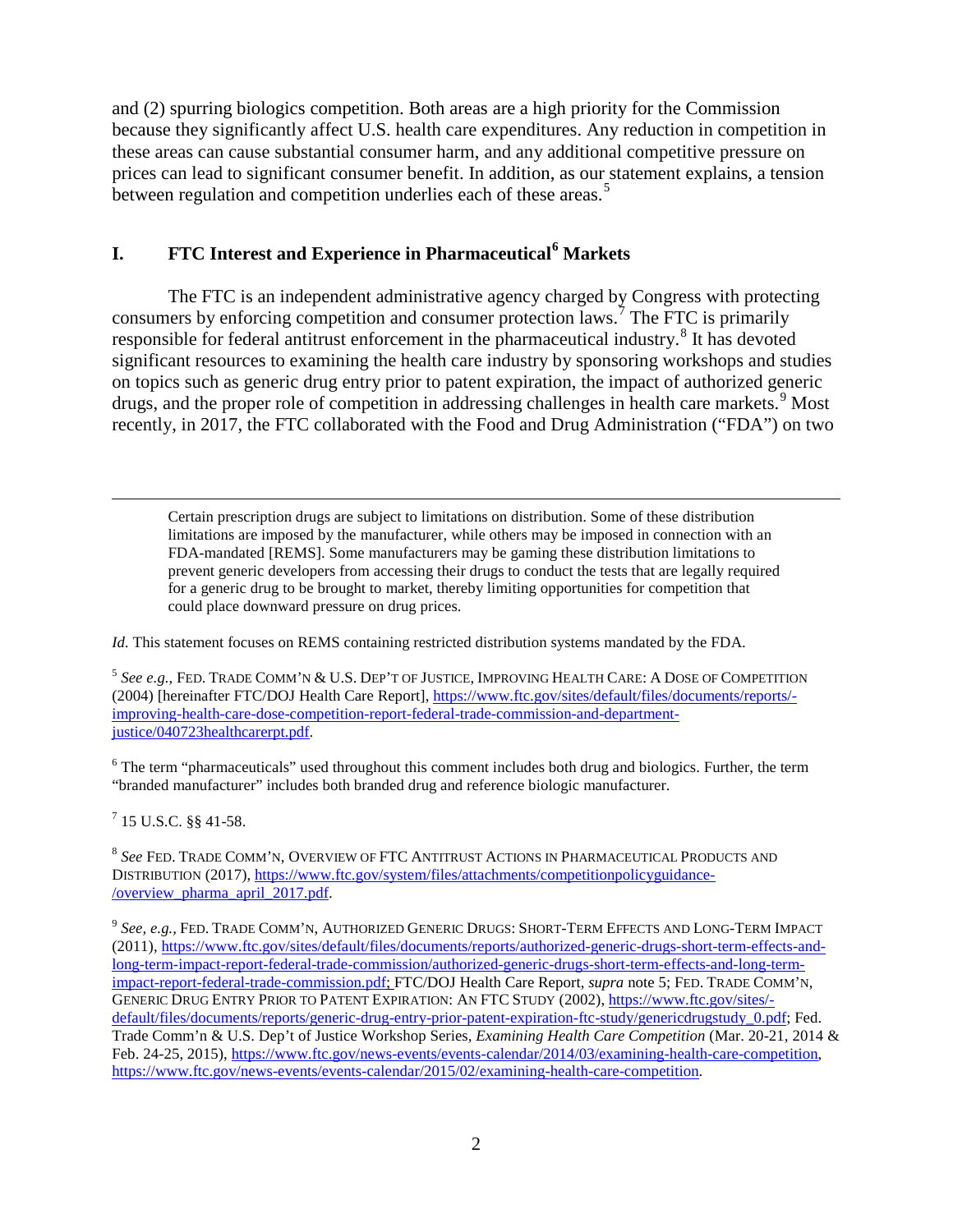and (2) spurring biologics competition. Both areas are a high priority for the Commission because they significantly affect U.S. health care expenditures. Any reduction in competition in these areas can cause substantial consumer harm, and any additional competitive pressure on prices can lead to significant consumer benefit. In addition, as our statement explains, a tension between regulation and competition underlies each of these areas.[5]

## I. FTC Interest and Experience in Pharmaceutical[6] Markets

The FTC is an independent administrative agency charged by Congress with protecting consumers by enforcing competition and consumer protection laws.[7] The FTC is primarily responsible for federal antitrust enforcement in the pharmaceutical industry.[8] It has devoted significant resources to examining the health care industry by sponsoring workshops and studies on topics such as generic drug entry prior to patent expiration, the impact of authorized generic drugs, and the proper role of competition in addressing challenges in health care markets.[9] Most recently, in 2017, the FTC collaborated with the Food and Drug Administration ("FDA") on two

---

> Certain prescription drugs are subject to limitations on distribution. Some of these distribution limitations are imposed by the manufacturer, while others may be imposed in connection with an FDA-mandated [REMS]. Some manufacturers may be gaming these distribution limitations to prevent generic developers from accessing their drugs to conduct the tests that are legally required for a generic drug to be brought to market, thereby limiting opportunities for competition that could place downward pressure on drug prices.

*Id.* This statement focuses on REMS containing restricted distribution systems mandated by the FDA.

[5] *See e.g.*, FED. TRADE COMM'N & U.S. DEP'T OF JUSTICE, IMPROVING HEALTH CARE: A DOSE OF COMPETITION (2004) [hereinafter FTC/DOJ Health Care Report], https://www.ftc.gov/sites/default/files/documents/reports/-improving-health-care-dose-competition-report-federal-trade-commission-and-department-justice/040723healthcarerpt.pdf.

[6] The term "pharmaceuticals" used throughout this comment includes both drug and biologics. Further, the term "branded manufacturer" includes both branded drug and reference biologic manufacturer.

[7] 15 U.S.C. §§ 41-58.

[8] *See* FED. TRADE COMM'N, OVERVIEW OF FTC ANTITRUST ACTIONS IN PHARMACEUTICAL PRODUCTS AND DISTRIBUTION (2017), https://www.ftc.gov/system/files/attachments/competitionpolicyguidance-/overview_pharma_april_2017.pdf.

[9] *See, e.g.*, FED. TRADE COMM'N, AUTHORIZED GENERIC DRUGS: SHORT-TERM EFFECTS AND LONG-TERM IMPACT (2011), https://www.ftc.gov/sites/default/files/documents/reports/authorized-generic-drugs-short-term-effects-and-long-term-impact-report-federal-trade-commission/authorized-generic-drugs-short-term-effects-and-long-term-impact-report-federal-trade-commission.pdf; FTC/DOJ Health Care Report, *supra* note 5; FED. TRADE COMM'N, GENERIC DRUG ENTRY PRIOR TO PATENT EXPIRATION: AN FTC STUDY (2002), https://www.ftc.gov/sites/-default/files/documents/reports/generic-drug-entry-prior-patent-expiration-ftc-study/genericdrugstudy_0.pdf; Fed. Trade Comm'n & U.S. Dep't of Justice Workshop Series, *Examining Health Care Competition* (Mar. 20-21, 2014 & Feb. 24-25, 2015), https://www.ftc.gov/news-events/events-calendar/2014/03/examining-health-care-competition, https://www.ftc.gov/news-events/events-calendar/2015/02/examining-health-care-competition.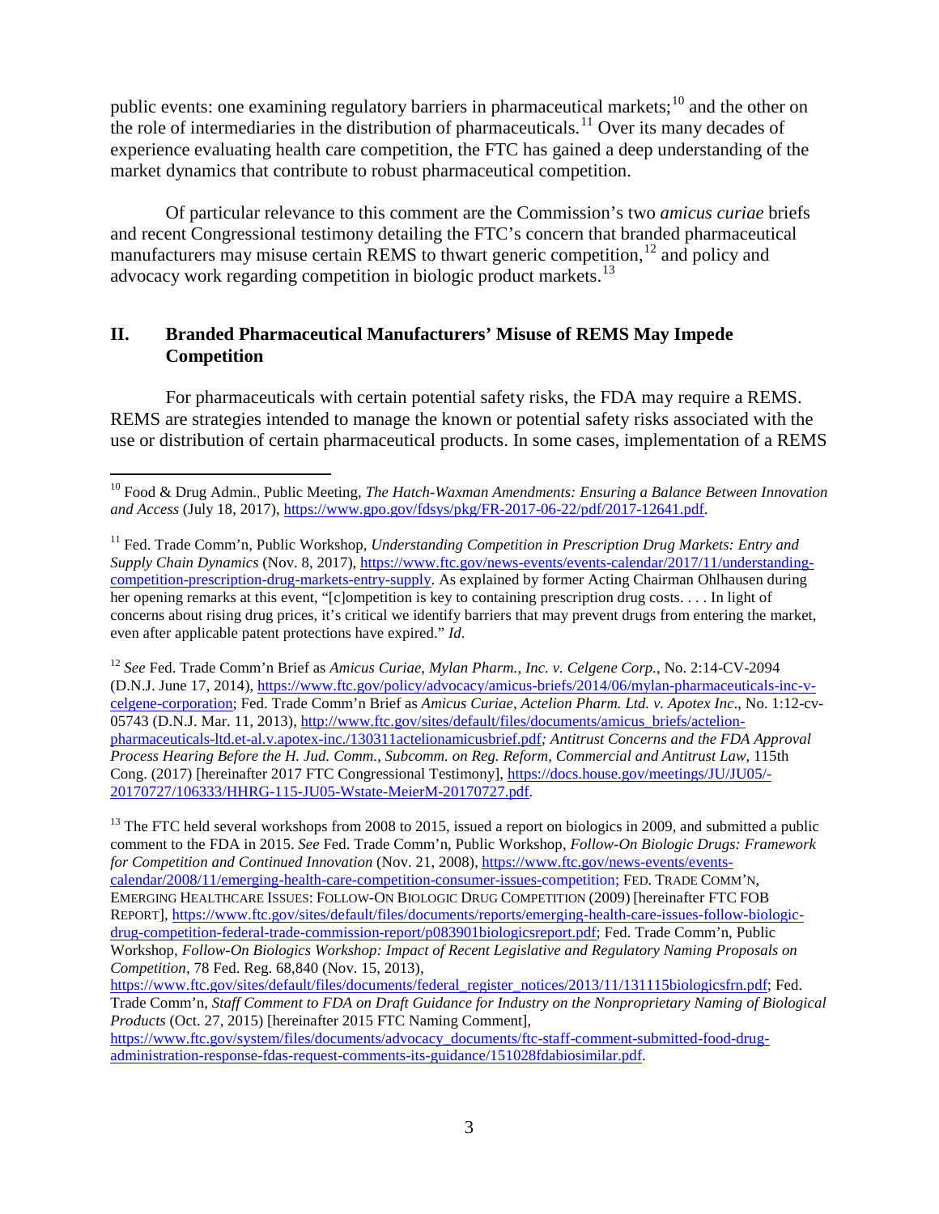public events: one examining regulatory barriers in pharmaceutical markets;[10] and the other on the role of intermediaries in the distribution of pharmaceuticals.[11] Over its many decades of experience evaluating health care competition, the FTC has gained a deep understanding of the market dynamics that contribute to robust pharmaceutical competition.

Of particular relevance to this comment are the Commission's two *amicus curiae* briefs and recent Congressional testimony detailing the FTC's concern that branded pharmaceutical manufacturers may misuse certain REMS to thwart generic competition,[12] and policy and advocacy work regarding competition in biologic product markets.[13]

## II. Branded Pharmaceutical Manufacturers' Misuse of REMS May Impede Competition

For pharmaceuticals with certain potential safety risks, the FDA may require a REMS. REMS are strategies intended to manage the known or potential safety risks associated with the use or distribution of certain pharmaceutical products. In some cases, implementation of a REMS

---

[10] Food & Drug Admin., Public Meeting, *The Hatch-Waxman Amendments: Ensuring a Balance Between Innovation and Access* (July 18, 2017), https://www.gpo.gov/fdsys/pkg/FR-2017-06-22/pdf/2017-12641.pdf.

[11] Fed. Trade Comm'n, Public Workshop, *Understanding Competition in Prescription Drug Markets: Entry and Supply Chain Dynamics* (Nov. 8, 2017), https://www.ftc.gov/news-events/events-calendar/2017/11/understanding-competition-prescription-drug-markets-entry-supply. As explained by former Acting Chairman Ohlhausen during her opening remarks at this event, "[c]ompetition is key to containing prescription drug costs. . . . In light of concerns about rising drug prices, it's critical we identify barriers that may prevent drugs from entering the market, even after applicable patent protections have expired." *Id.*

[12] *See* Fed. Trade Comm'n Brief as *Amicus Curiae*, *Mylan Pharm., Inc. v. Celgene Corp.*, No. 2:14-CV-2094 (D.N.J. June 17, 2014), https://www.ftc.gov/policy/advocacy/amicus-briefs/2014/06/mylan-pharmaceuticals-inc-v-celgene-corporation; Fed. Trade Comm'n Brief as *Amicus Curiae*, *Actelion Pharm. Ltd. v. Apotex Inc*., No. 1:12-cv-05743 (D.N.J. Mar. 11, 2013), http://www.ftc.gov/sites/default/files/documents/amicus_briefs/actelion-pharmaceuticals-ltd.et-al.v.apotex-inc./130311actelionamicusbrief.pdf*; Antitrust Concerns and the FDA Approval Process Hearing Before the H. Jud. Comm., Subcomm. on Reg. Reform, Commercial and Antitrust Law*, 115th Cong. (2017) [hereinafter 2017 FTC Congressional Testimony], https://docs.house.gov/meetings/JU/JU05/-20170727/106333/HHRG-115-JU05-Wstate-MeierM-20170727.pdf.

[13] The FTC held several workshops from 2008 to 2015, issued a report on biologics in 2009, and submitted a public comment to the FDA in 2015. *See* Fed. Trade Comm'n, Public Workshop, *Follow-On Biologic Drugs: Framework for Competition and Continued Innovation* (Nov. 21, 2008), https://www.ftc.gov/news-events/events-calendar/2008/11/emerging-health-care-competition-consumer-issues-competition; FED. TRADE COMM'N, EMERGING HEALTHCARE ISSUES: FOLLOW-ON BIOLOGIC DRUG COMPETITION (2009) [hereinafter FTC FOB REPORT], https://www.ftc.gov/sites/default/files/documents/reports/emerging-health-care-issues-follow-biologic-drug-competition-federal-trade-commission-report/p083901biologicsreport.pdf; Fed. Trade Comm'n, Public Workshop, *Follow-On Biologics Workshop: Impact of Recent Legislative and Regulatory Naming Proposals on Competition,* 78 Fed. Reg. 68,840 (Nov. 15, 2013), https://www.ftc.gov/sites/default/files/documents/federal_register_notices/2013/11/131115biologicsfrn.pdf; Fed. Trade Comm'n, *Staff Comment to FDA on Draft Guidance for Industry on the Nonproprietary Naming of Biological Products* (Oct. 27, 2015) [hereinafter 2015 FTC Naming Comment], https://www.ftc.gov/system/files/documents/advocacy_documents/ftc-staff-comment-submitted-food-drug-administration-response-fdas-request-comments-its-guidance/151028fdabiosimilar.pdf.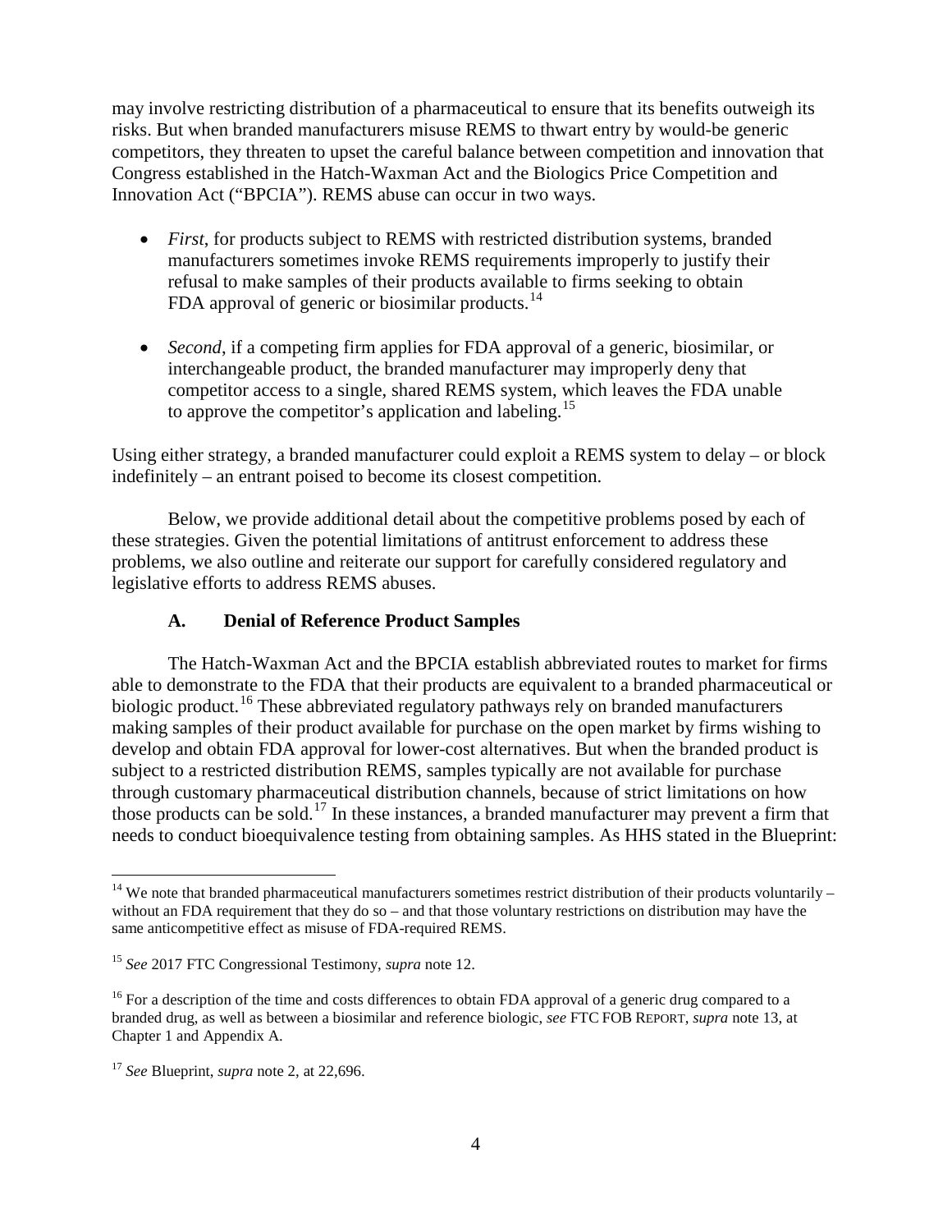may involve restricting distribution of a pharmaceutical to ensure that its benefits outweigh its risks. But when branded manufacturers misuse REMS to thwart entry by would-be generic competitors, they threaten to upset the careful balance between competition and innovation that Congress established in the Hatch-Waxman Act and the Biologics Price Competition and Innovation Act ("BPCIA"). REMS abuse can occur in two ways.

- *First*, for products subject to REMS with restricted distribution systems, branded manufacturers sometimes invoke REMS requirements improperly to justify their refusal to make samples of their products available to firms seeking to obtain FDA approval of generic or biosimilar products.[14]

- *Second*, if a competing firm applies for FDA approval of a generic, biosimilar, or interchangeable product, the branded manufacturer may improperly deny that competitor access to a single, shared REMS system, which leaves the FDA unable to approve the competitor's application and labeling.[15]

Using either strategy, a branded manufacturer could exploit a REMS system to delay – or block indefinitely – an entrant poised to become its closest competition.

Below, we provide additional detail about the competitive problems posed by each of these strategies. Given the potential limitations of antitrust enforcement to address these problems, we also outline and reiterate our support for carefully considered regulatory and legislative efforts to address REMS abuses.

### A. Denial of Reference Product Samples

The Hatch-Waxman Act and the BPCIA establish abbreviated routes to market for firms able to demonstrate to the FDA that their products are equivalent to a branded pharmaceutical or biologic product.[16] These abbreviated regulatory pathways rely on branded manufacturers making samples of their product available for purchase on the open market by firms wishing to develop and obtain FDA approval for lower-cost alternatives. But when the branded product is subject to a restricted distribution REMS, samples typically are not available for purchase through customary pharmaceutical distribution channels, because of strict limitations on how those products can be sold.[17] In these instances, a branded manufacturer may prevent a firm that needs to conduct bioequivalence testing from obtaining samples. As HHS stated in the Blueprint:

---

[14] We note that branded pharmaceutical manufacturers sometimes restrict distribution of their products voluntarily – without an FDA requirement that they do so – and that those voluntary restrictions on distribution may have the same anticompetitive effect as misuse of FDA-required REMS.

[15] *See* 2017 FTC Congressional Testimony, *supra* note 12.

[16] For a description of the time and costs differences to obtain FDA approval of a generic drug compared to a branded drug, as well as between a biosimilar and reference biologic, *see* FTC FOB REPORT, *supra* note 13, at Chapter 1 and Appendix A.

[17] *See* Blueprint, *supra* note 2, at 22,696.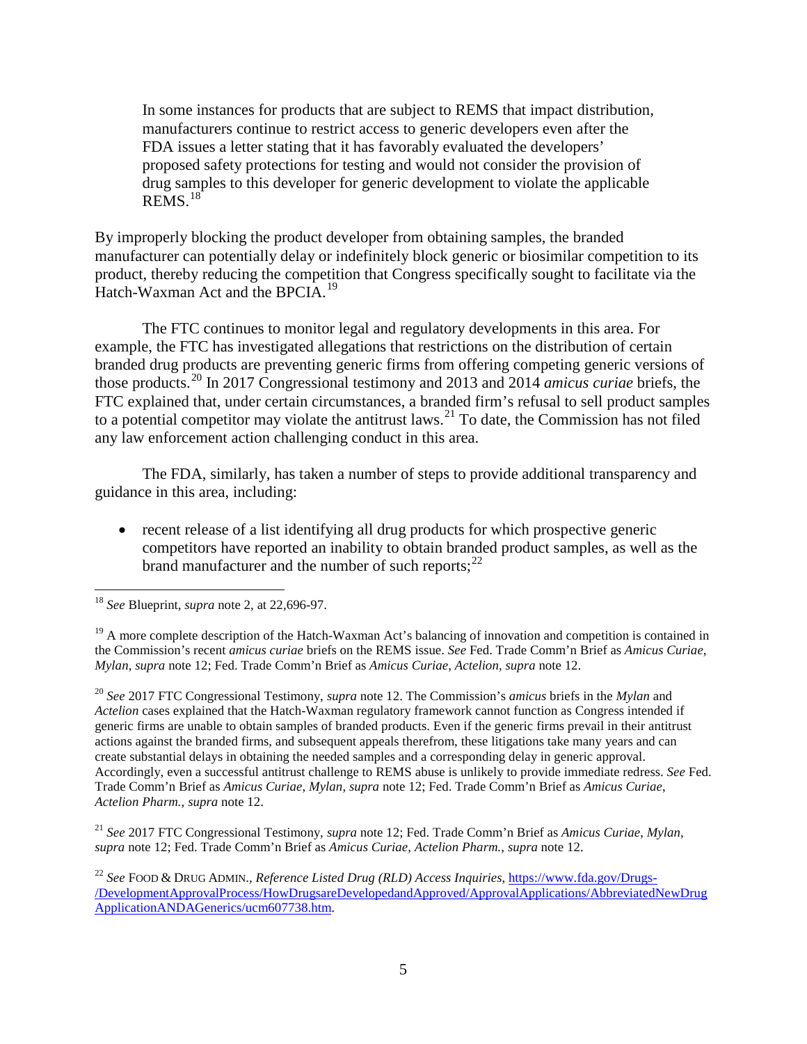> In some instances for products that are subject to REMS that impact distribution, manufacturers continue to restrict access to generic developers even after the FDA issues a letter stating that it has favorably evaluated the developers' proposed safety protections for testing and would not consider the provision of drug samples to this developer for generic development to violate the applicable REMS.[18]

By improperly blocking the product developer from obtaining samples, the branded manufacturer can potentially delay or indefinitely block generic or biosimilar competition to its product, thereby reducing the competition that Congress specifically sought to facilitate via the Hatch-Waxman Act and the BPCIA.[19]

The FTC continues to monitor legal and regulatory developments in this area. For example, the FTC has investigated allegations that restrictions on the distribution of certain branded drug products are preventing generic firms from offering competing generic versions of those products.[20] In 2017 Congressional testimony and 2013 and 2014 *amicus curiae* briefs, the FTC explained that, under certain circumstances, a branded firm's refusal to sell product samples to a potential competitor may violate the antitrust laws.[21] To date, the Commission has not filed any law enforcement action challenging conduct in this area.

The FDA, similarly, has taken a number of steps to provide additional transparency and guidance in this area, including:

- recent release of a list identifying all drug products for which prospective generic competitors have reported an inability to obtain branded product samples, as well as the brand manufacturer and the number of such reports;[22]

---

[18] *See* Blueprint, *supra* note 2, at 22,696-97.

[19] A more complete description of the Hatch-Waxman Act's balancing of innovation and competition is contained in the Commission's recent *amicus curiae* briefs on the REMS issue. *See* Fed. Trade Comm'n Brief as *Amicus Curiae*, *Mylan*, *supra* note 12; Fed. Trade Comm'n Brief as *Amicus Curiae*, *Actelion*, *supra* note 12.

[20] *See* 2017 FTC Congressional Testimony, *supra* note 12. The Commission's *amicus* briefs in the *Mylan* and *Actelion* cases explained that the Hatch-Waxman regulatory framework cannot function as Congress intended if generic firms are unable to obtain samples of branded products. Even if the generic firms prevail in their antitrust actions against the branded firms, and subsequent appeals therefrom, these litigations take many years and can create substantial delays in obtaining the needed samples and a corresponding delay in generic approval. Accordingly, even a successful antitrust challenge to REMS abuse is unlikely to provide immediate redress. *See* Fed. Trade Comm'n Brief as *Amicus Curiae*, *Mylan*, *supra* note 12; Fed. Trade Comm'n Brief as *Amicus Curiae*, *Actelion Pharm.*, *supra* note 12.

[21] *See* 2017 FTC Congressional Testimony, *supra* note 12; Fed. Trade Comm'n Brief as *Amicus Curiae*, *Mylan*, *supra* note 12; Fed. Trade Comm'n Brief as *Amicus Curiae*, *Actelion Pharm.*, *supra* note 12.

[22] *See* FOOD & DRUG ADMIN., *Reference Listed Drug (RLD) Access Inquiries*, https://www.fda.gov/Drugs-/DevelopmentApprovalProcess/HowDrugsareDevelopedandApproved/ApprovalApplications/AbbreviatedNewDrugApplicationANDAGenerics/ucm607738.htm.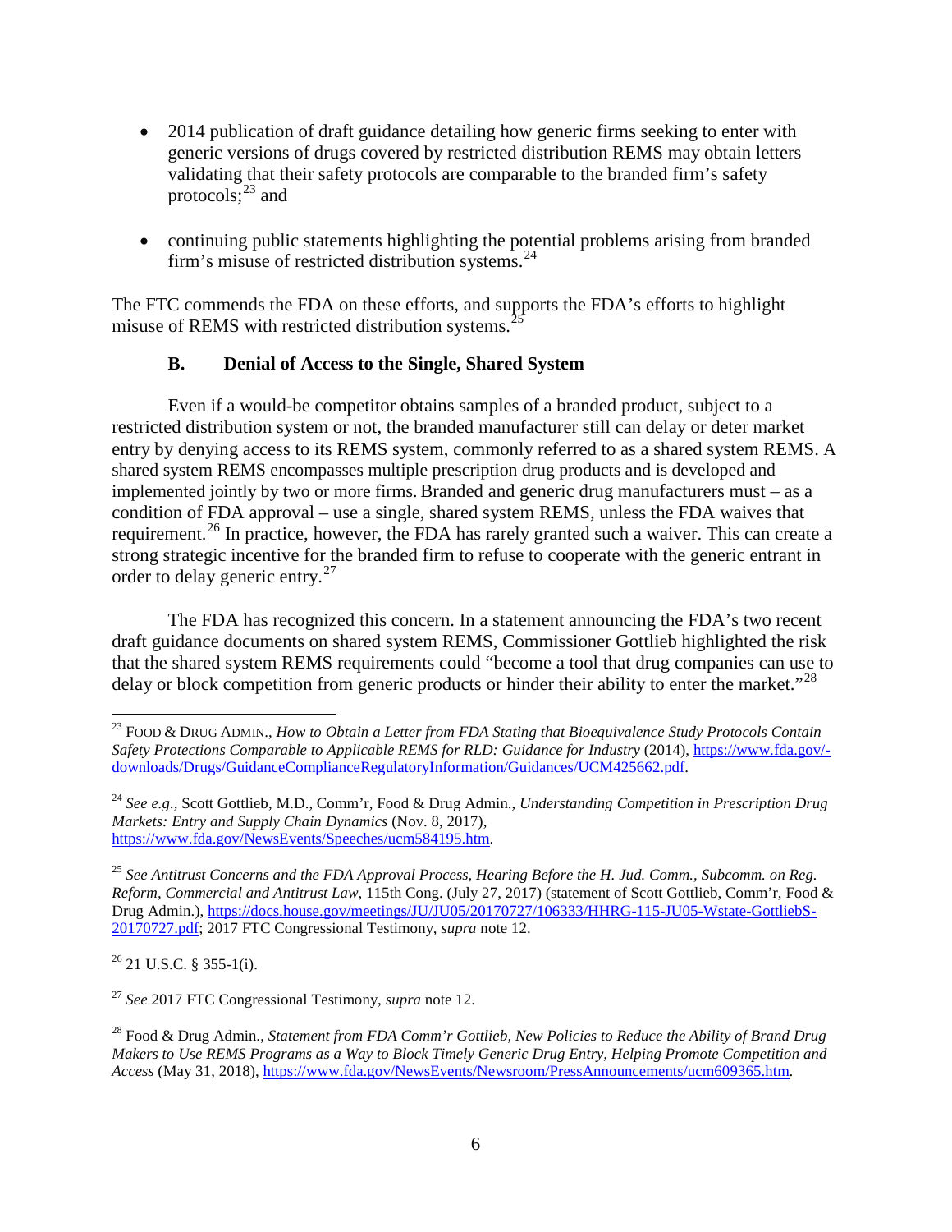- 2014 publication of draft guidance detailing how generic firms seeking to enter with generic versions of drugs covered by restricted distribution REMS may obtain letters validating that their safety protocols are comparable to the branded firm's safety protocols;[23] and

- continuing public statements highlighting the potential problems arising from branded firm's misuse of restricted distribution systems.[24]

The FTC commends the FDA on these efforts, and supports the FDA's efforts to highlight misuse of REMS with restricted distribution systems.[25]

### B. Denial of Access to the Single, Shared System

Even if a would-be competitor obtains samples of a branded product, subject to a restricted distribution system or not, the branded manufacturer still can delay or deter market entry by denying access to its REMS system, commonly referred to as a shared system REMS. A shared system REMS encompasses multiple prescription drug products and is developed and implemented jointly by two or more firms. Branded and generic drug manufacturers must – as a condition of FDA approval – use a single, shared system REMS, unless the FDA waives that requirement.[26] In practice, however, the FDA has rarely granted such a waiver. This can create a strong strategic incentive for the branded firm to refuse to cooperate with the generic entrant in order to delay generic entry.[27]

The FDA has recognized this concern. In a statement announcing the FDA's two recent draft guidance documents on shared system REMS, Commissioner Gottlieb highlighted the risk that the shared system REMS requirements could "become a tool that drug companies can use to delay or block competition from generic products or hinder their ability to enter the market."[28]

---

[23] FOOD & DRUG ADMIN., *How to Obtain a Letter from FDA Stating that Bioequivalence Study Protocols Contain Safety Protections Comparable to Applicable REMS for RLD: Guidance for Industry* (2014), https://www.fda.gov/-downloads/Drugs/GuidanceComplianceRegulatoryInformation/Guidances/UCM425662.pdf.

[24] *See e.g.*, Scott Gottlieb, M.D., Comm'r, Food & Drug Admin., *Understanding Competition in Prescription Drug Markets: Entry and Supply Chain Dynamics* (Nov. 8, 2017), https://www.fda.gov/NewsEvents/Speeches/ucm584195.htm.

[25] *See Antitrust Concerns and the FDA Approval Process, Hearing Before the H. Jud. Comm., Subcomm. on Reg. Reform, Commercial and Antitrust Law*, 115th Cong. (July 27, 2017) (statement of Scott Gottlieb, Comm'r, Food & Drug Admin.), https://docs.house.gov/meetings/JU/JU05/20170727/106333/HHRG-115-JU05-Wstate-GottliebS-20170727.pdf; 2017 FTC Congressional Testimony, *supra* note 12.

[26] 21 U.S.C. § 355-1(i).

[27] *See* 2017 FTC Congressional Testimony, *supra* note 12.

[28] Food & Drug Admin., *Statement from FDA Comm'r Gottlieb, New Policies to Reduce the Ability of Brand Drug Makers to Use REMS Programs as a Way to Block Timely Generic Drug Entry, Helping Promote Competition and Access* (May 31, 2018), https://www.fda.gov/NewsEvents/Newsroom/PressAnnouncements/ucm609365.htm.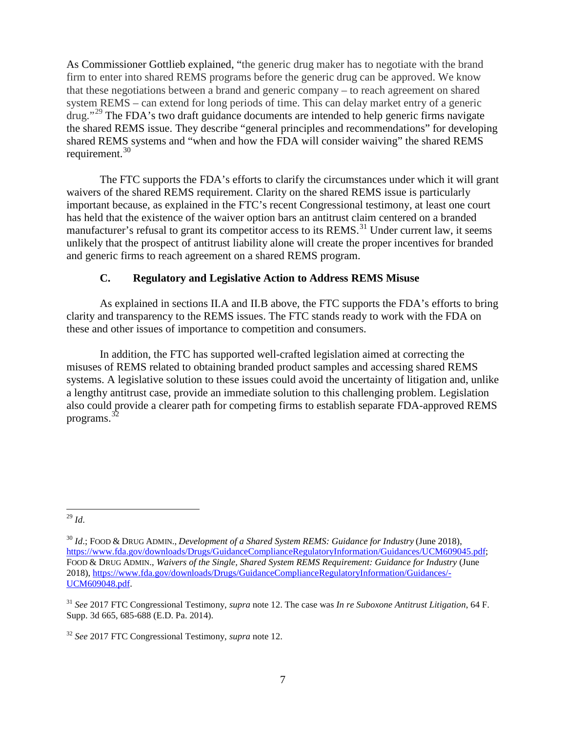As Commissioner Gottlieb explained, "the generic drug maker has to negotiate with the brand firm to enter into shared REMS programs before the generic drug can be approved. We know that these negotiations between a brand and generic company – to reach agreement on shared system REMS – can extend for long periods of time. This can delay market entry of a generic drug."[29] The FDA's two draft guidance documents are intended to help generic firms navigate the shared REMS issue. They describe "general principles and recommendations" for developing shared REMS systems and "when and how the FDA will consider waiving" the shared REMS requirement.[30]

The FTC supports the FDA's efforts to clarify the circumstances under which it will grant waivers of the shared REMS requirement. Clarity on the shared REMS issue is particularly important because, as explained in the FTC's recent Congressional testimony, at least one court has held that the existence of the waiver option bars an antitrust claim centered on a branded manufacturer's refusal to grant its competitor access to its REMS.[31] Under current law, it seems unlikely that the prospect of antitrust liability alone will create the proper incentives for branded and generic firms to reach agreement on a shared REMS program.

### C. Regulatory and Legislative Action to Address REMS Misuse

As explained in sections II.A and II.B above, the FTC supports the FDA's efforts to bring clarity and transparency to the REMS issues. The FTC stands ready to work with the FDA on these and other issues of importance to competition and consumers.

In addition, the FTC has supported well-crafted legislation aimed at correcting the misuses of REMS related to obtaining branded product samples and accessing shared REMS systems. A legislative solution to these issues could avoid the uncertainty of litigation and, unlike a lengthy antitrust case, provide an immediate solution to this challenging problem. Legislation also could provide a clearer path for competing firms to establish separate FDA-approved REMS programs.[32]

---

[29] *Id*.

[30] *Id*.; FOOD & DRUG ADMIN., *Development of a Shared System REMS: Guidance for Industry* (June 2018), https://www.fda.gov/downloads/Drugs/GuidanceComplianceRegulatoryInformation/Guidances/UCM609045.pdf; FOOD & DRUG ADMIN., *Waivers of the Single, Shared System REMS Requirement: Guidance for Industry* (June 2018), https://www.fda.gov/downloads/Drugs/GuidanceComplianceRegulatoryInformation/Guidances/-UCM609048.pdf.

[31] *See* 2017 FTC Congressional Testimony, *supra* note 12. The case was *In re Suboxone Antitrust Litigation*, 64 F. Supp. 3d 665, 685-688 (E.D. Pa. 2014).

[32] *See* 2017 FTC Congressional Testimony, *supra* note 12.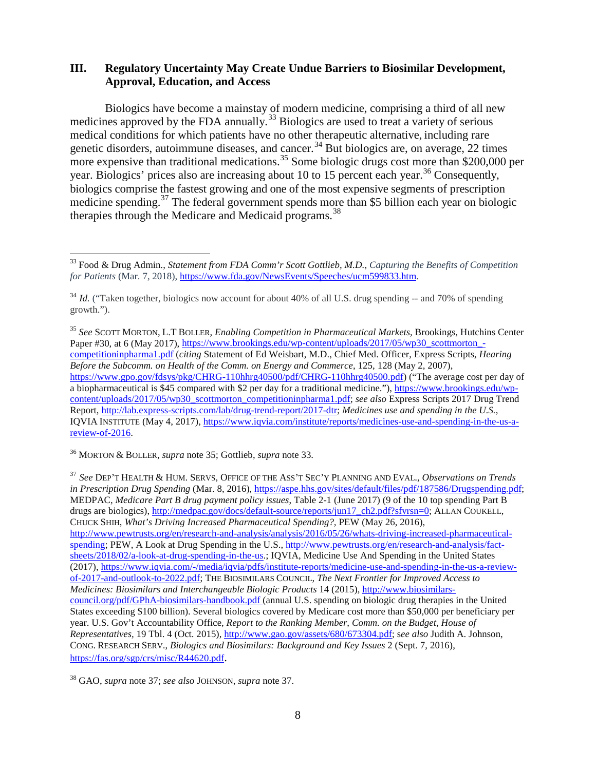## III. Regulatory Uncertainty May Create Undue Barriers to Biosimilar Development, Approval, Education, and Access

Biologics have become a mainstay of modern medicine, comprising a third of all new medicines approved by the FDA annually.[33] Biologics are used to treat a variety of serious medical conditions for which patients have no other therapeutic alternative, including rare genetic disorders, autoimmune diseases, and cancer.[34] But biologics are, on average, 22 times more expensive than traditional medications.[35] Some biologic drugs cost more than $200,000 per year. Biologics' prices also are increasing about 10 to 15 percent each year.[36] Consequently, biologics comprise the fastest growing and one of the most expensive segments of prescription medicine spending.[37] The federal government spends more than $5 billion each year on biologic therapies through the Medicare and Medicaid programs.[38]

---

[33] Food & Drug Admin., *Statement from FDA Comm'r Scott Gottlieb, M.D., Capturing the Benefits of Competition for Patients* (Mar. 7, 2018), https://www.fda.gov/NewsEvents/Speeches/ucm599833.htm.

[34] *Id.* ("Taken together, biologics now account for about 40% of all U.S. drug spending -- and 70% of spending growth.").

[35] *See* SCOTT MORTON, L.T BOLLER, *Enabling Competition in Pharmaceutical Markets*, Brookings, Hutchins Center Paper #30, at 6 (May 2017), https://www.brookings.edu/wp-content/uploads/2017/05/wp30_scottmorton_-competitioninpharma1.pdf (*citing* Statement of Ed Weisbart, M.D., Chief Med. Officer, Express Scripts, *Hearing Before the Subcomm. on Health of the Comm. on Energy and Commerce*, 125, 128 (May 2, 2007), https://www.gpo.gov/fdsys/pkg/CHRG-110hhrg40500/pdf/CHRG-110hhrg40500.pdf) ("The average cost per day of a biopharmaceutical is $45 compared with $2 per day for a traditional medicine."), https://www.brookings.edu/wp-content/uploads/2017/05/wp30_scottmorton_competitioninpharma1.pdf; *see also* Express Scripts 2017 Drug Trend Report, http://lab.express-scripts.com/lab/drug-trend-report/2017-dtr; *Medicines use and spending in the U.S.*, IQVIA INSTITUTE (May 4, 2017), https://www.iqvia.com/institute/reports/medicines-use-and-spending-in-the-us-a-review-of-2016.

[36] MORTON & BOLLER, *supra* note 35; Gottlieb, *supra* note 33.

[37] *See* DEP'T HEALTH & HUM. SERVS, OFFICE OF THE ASS'T SEC'Y PLANNING AND EVAL., *Observations on Trends in Prescription Drug Spending* (Mar. 8, 2016), https://aspe.hhs.gov/sites/default/files/pdf/187586/Drugspending.pdf; MEDPAC, *Medicare Part B drug payment policy issues*, Table 2-1 (June 2017) (9 of the 10 top spending Part B drugs are biologics), http://medpac.gov/docs/default-source/reports/jun17_ch2.pdf?sfvrsn=0; ALLAN COUKELL, CHUCK SHIH, *What's Driving Increased Pharmaceutical Spending?*, PEW (May 26, 2016), http://www.pewtrusts.org/en/research-and-analysis/analysis/2016/05/26/whats-driving-increased-pharmaceutical-spending; PEW, A Look at Drug Spending in the U.S., http://www.pewtrusts.org/en/research-and-analysis/fact-sheets/2018/02/a-look-at-drug-spending-in-the-us.; IQVIA, Medicine Use And Spending in the United States (2017), https://www.iqvia.com/-/media/iqvia/pdfs/institute-reports/medicine-use-and-spending-in-the-us-a-review-of-2017-and-outlook-to-2022.pdf; THE BIOSIMILARS COUNCIL, *The Next Frontier for Improved Access to Medicines: Biosimilars and Interchangeable Biologic Products* 14 (2015), http://www.biosimilars-council.org/pdf/GPhA-biosimilars-handbook.pdf (annual U.S. spending on biologic drug therapies in the United States exceeding $100 billion). Several biologics covered by Medicare cost more than $50,000 per beneficiary per year. U.S. Gov't Accountability Office, *Report to the Ranking Member, Comm. on the Budget, House of Representatives*, 19 Tbl. 4 (Oct. 2015), http://www.gao.gov/assets/680/673304.pdf; s*ee also* Judith A. Johnson, CONG. RESEARCH SERV., *Biologics and Biosimilars: Background and Key Issues* 2 (Sept. 7, 2016), https://fas.org/sgp/crs/misc/R44620.pdf.

[38] GAO, *supra* note 37; *see also* JOHNSON, *supra* note 37.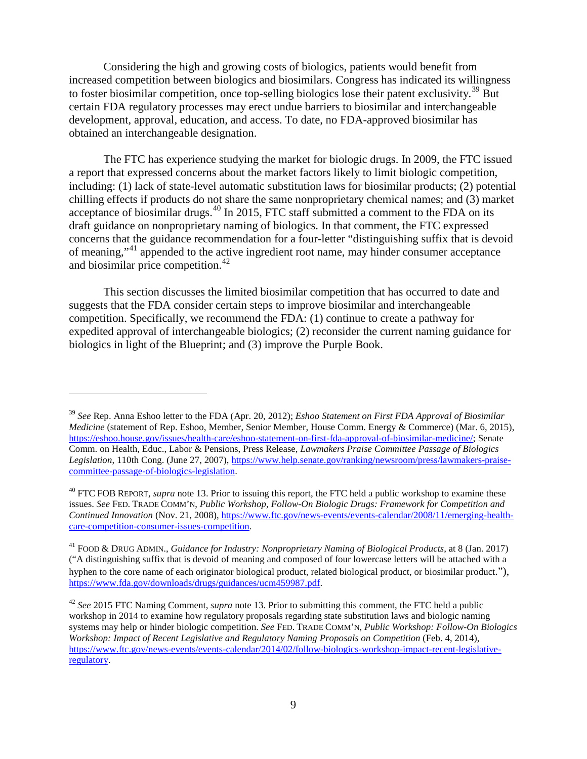Considering the high and growing costs of biologics, patients would benefit from increased competition between biologics and biosimilars. Congress has indicated its willingness to foster biosimilar competition, once top-selling biologics lose their patent exclusivity.[39] But certain FDA regulatory processes may erect undue barriers to biosimilar and interchangeable development, approval, education, and access. To date, no FDA-approved biosimilar has obtained an interchangeable designation.

The FTC has experience studying the market for biologic drugs. In 2009, the FTC issued a report that expressed concerns about the market factors likely to limit biologic competition, including: (1) lack of state-level automatic substitution laws for biosimilar products; (2) potential chilling effects if products do not share the same nonproprietary chemical names; and (3) market acceptance of biosimilar drugs.[40] In 2015, FTC staff submitted a comment to the FDA on its draft guidance on nonproprietary naming of biologics. In that comment, the FTC expressed concerns that the guidance recommendation for a four-letter "distinguishing suffix that is devoid of meaning,"[41] appended to the active ingredient root name, may hinder consumer acceptance and biosimilar price competition.[42]

This section discusses the limited biosimilar competition that has occurred to date and suggests that the FDA consider certain steps to improve biosimilar and interchangeable competition. Specifically, we recommend the FDA: (1) continue to create a pathway for expedited approval of interchangeable biologics; (2) reconsider the current naming guidance for biologics in light of the Blueprint; and (3) improve the Purple Book.

---

[39] *See* Rep. Anna Eshoo letter to the FDA (Apr. 20, 2012); *Eshoo Statement on First FDA Approval of Biosimilar Medicine* (statement of Rep. Eshoo, Member, Senior Member, House Comm. Energy & Commerce) (Mar. 6, 2015), https://eshoo.house.gov/issues/health-care/eshoo-statement-on-first-fda-approval-of-biosimilar-medicine/; Senate Comm. on Health, Educ., Labor & Pensions, Press Release, *Lawmakers Praise Committee Passage of Biologics Legislation*, 110th Cong. (June 27, 2007), https://www.help.senate.gov/ranking/newsroom/press/lawmakers-praise-committee-passage-of-biologics-legislation.

[40] FTC FOB REPORT, *supra* note 13. Prior to issuing this report, the FTC held a public workshop to examine these issues. *See* FED. TRADE COMM'N, *Public Workshop, Follow-On Biologic Drugs: Framework for Competition and Continued Innovation* (Nov. 21, 2008), https://www.ftc.gov/news-events/events-calendar/2008/11/emerging-health-care-competition-consumer-issues-competition.

[41] FOOD & DRUG ADMIN., *Guidance for Industry: Nonproprietary Naming of Biological Products*, at 8 (Jan. 2017) ("A distinguishing suffix that is devoid of meaning and composed of four lowercase letters will be attached with a hyphen to the core name of each originator biological product, related biological product, or biosimilar product."), https://www.fda.gov/downloads/drugs/guidances/ucm459987.pdf.

[42] *See* 2015 FTC Naming Comment, *supra* note 13. Prior to submitting this comment, the FTC held a public workshop in 2014 to examine how regulatory proposals regarding state substitution laws and biologic naming systems may help or hinder biologic competition. *See* FED. TRADE COMM'N, *Public Workshop: Follow-On Biologics Workshop: Impact of Recent Legislative and Regulatory Naming Proposals on Competition* (Feb. 4, 2014), https://www.ftc.gov/news-events/events-calendar/2014/02/follow-biologics-workshop-impact-recent-legislative-regulatory.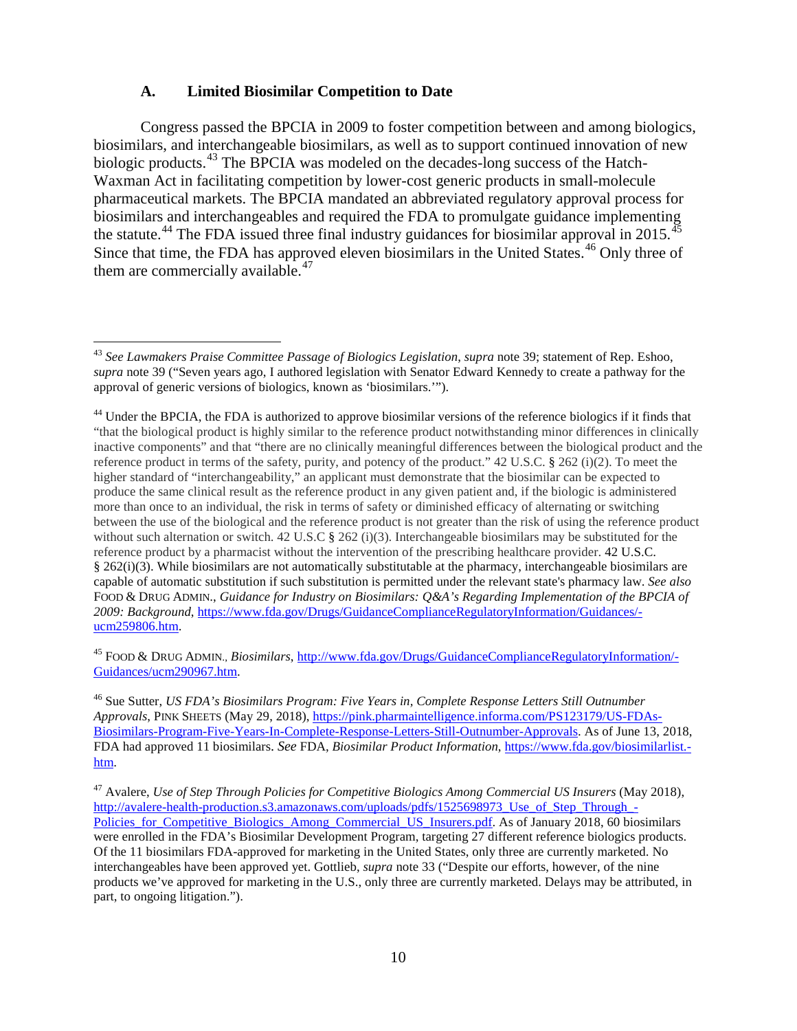### A. Limited Biosimilar Competition to Date

Congress passed the BPCIA in 2009 to foster competition between and among biologics, biosimilars, and interchangeable biosimilars, as well as to support continued innovation of new biologic products.[43] The BPCIA was modeled on the decades-long success of the Hatch-Waxman Act in facilitating competition by lower-cost generic products in small-molecule pharmaceutical markets. The BPCIA mandated an abbreviated regulatory approval process for biosimilars and interchangeables and required the FDA to promulgate guidance implementing the statute.[44] The FDA issued three final industry guidances for biosimilar approval in 2015.[45] Since that time, the FDA has approved eleven biosimilars in the United States.[46] Only three of them are commercially available.[47]

---

[43] *See Lawmakers Praise Committee Passage of Biologics Legislation*, *supra* note 39; statement of Rep. Eshoo, *supra* note 39 ("Seven years ago, I authored legislation with Senator Edward Kennedy to create a pathway for the approval of generic versions of biologics, known as 'biosimilars.'").

[44] Under the BPCIA, the FDA is authorized to approve biosimilar versions of the reference biologics if it finds that "that the biological product is highly similar to the reference product notwithstanding minor differences in clinically inactive components" and that "there are no clinically meaningful differences between the biological product and the reference product in terms of the safety, purity, and potency of the product." 42 U.S.C. § 262 (i)(2). To meet the higher standard of "interchangeability," an applicant must demonstrate that the biosimilar can be expected to produce the same clinical result as the reference product in any given patient and, if the biologic is administered more than once to an individual, the risk in terms of safety or diminished efficacy of alternating or switching between the use of the biological and the reference product is not greater than the risk of using the reference product without such alternation or switch. 42 U.S.C § 262 (i)(3). Interchangeable biosimilars may be substituted for the reference product by a pharmacist without the intervention of the prescribing healthcare provider. 42 U.S.C. § 262(i)(3). While biosimilars are not automatically substitutable at the pharmacy, interchangeable biosimilars are capable of automatic substitution if such substitution is permitted under the relevant state's pharmacy law. *See also* FOOD & DRUG ADMIN., *Guidance for Industry on Biosimilars: Q&A's Regarding Implementation of the BPCIA of 2009: Background*, https://www.fda.gov/Drugs/GuidanceComplianceRegulatoryInformation/Guidances/-ucm259806.htm.

[45] FOOD & DRUG ADMIN., *Biosimilars*, http://www.fda.gov/Drugs/GuidanceComplianceRegulatoryInformation/-Guidances/ucm290967.htm.

[46] Sue Sutter, *US FDA's Biosimilars Program: Five Years in, Complete Response Letters Still Outnumber Approvals*, PINK SHEETS (May 29, 2018), https://pink.pharmaintelligence.informa.com/PS123179/US-FDAs-Biosimilars-Program-Five-Years-In-Complete-Response-Letters-Still-Outnumber-Approvals. As of June 13, 2018, FDA had approved 11 biosimilars. *See* FDA, *Biosimilar Product Information*, https://www.fda.gov/biosimilarlist.-htm.

[47] Avalere, *Use of Step Through Policies for Competitive Biologics Among Commercial US Insurers* (May 2018), http://avalere-health-production.s3.amazonaws.com/uploads/pdfs/1525698973_Use_of_Step_Through_-Policies_for_Competitive_Biologics_Among_Commercial_US_Insurers.pdf. As of January 2018, 60 biosimilars were enrolled in the FDA's Biosimilar Development Program, targeting 27 different reference biologics products. Of the 11 biosimilars FDA-approved for marketing in the United States, only three are currently marketed. No interchangeables have been approved yet. Gottlieb, *supra* note 33 ("Despite our efforts, however, of the nine products we've approved for marketing in the U.S., only three are currently marketed. Delays may be attributed, in part, to ongoing litigation.").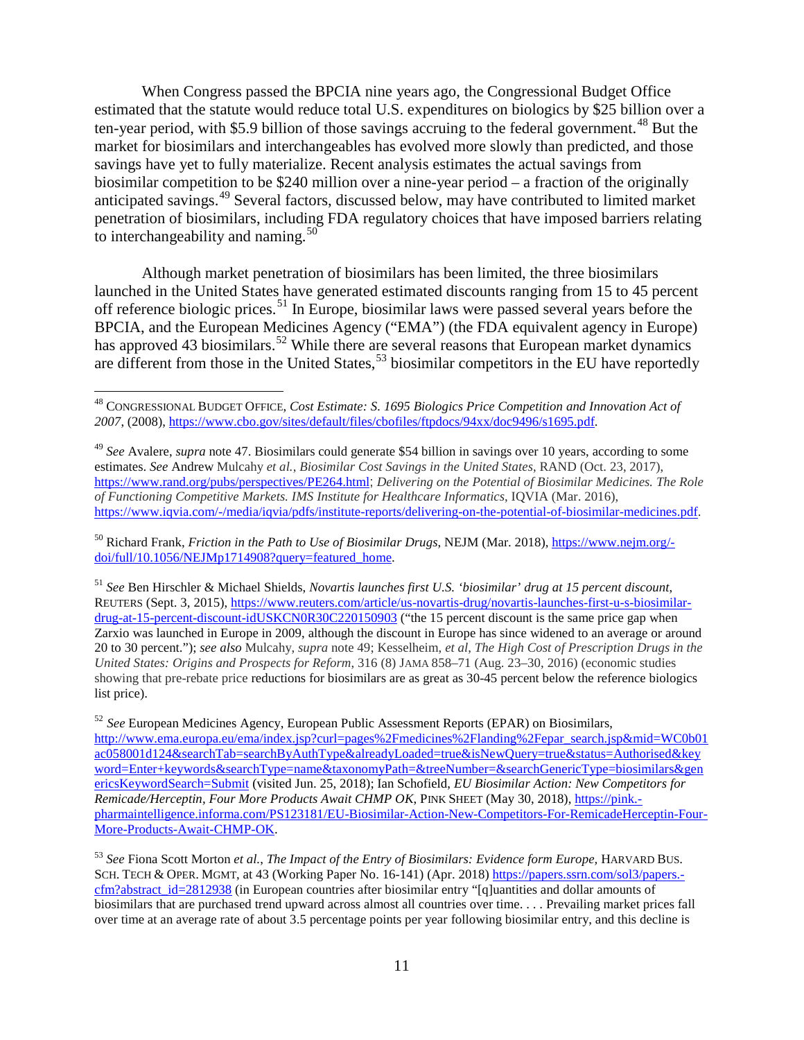When Congress passed the BPCIA nine years ago, the Congressional Budget Office estimated that the statute would reduce total U.S. expenditures on biologics by $25 billion over a ten-year period, with $5.9 billion of those savings accruing to the federal government.[48] But the market for biosimilars and interchangeables has evolved more slowly than predicted, and those savings have yet to fully materialize. Recent analysis estimates the actual savings from biosimilar competition to be $240 million over a nine-year period – a fraction of the originally anticipated savings.[49] Several factors, discussed below, may have contributed to limited market penetration of biosimilars, including FDA regulatory choices that have imposed barriers relating to interchangeability and naming.[50]

Although market penetration of biosimilars has been limited, the three biosimilars launched in the United States have generated estimated discounts ranging from 15 to 45 percent off reference biologic prices.[51] In Europe, biosimilar laws were passed several years before the BPCIA, and the European Medicines Agency ("EMA") (the FDA equivalent agency in Europe) has approved 43 biosimilars.[52] While there are several reasons that European market dynamics are different from those in the United States,[53] biosimilar competitors in the EU have reportedly

---

[48] CONGRESSIONAL BUDGET OFFICE, *Cost Estimate: S. 1695 Biologics Price Competition and Innovation Act of 2007*, (2008), https://www.cbo.gov/sites/default/files/cbofiles/ftpdocs/94xx/doc9496/s1695.pdf.

[49] *See* Avalere, *supra* note 47. Biosimilars could generate $54 billion in savings over 10 years, according to some estimates. *See* Andrew Mulcahy *et al.*, *Biosimilar Cost Savings in the United States*, RAND (Oct. 23, 2017), https://www.rand.org/pubs/perspectives/PE264.html; *Delivering on the Potential of Biosimilar Medicines. The Role of Functioning Competitive Markets. IMS Institute for Healthcare Informatics*, IQVIA (Mar. 2016), https://www.iqvia.com/-/media/iqvia/pdfs/institute-reports/delivering-on-the-potential-of-biosimilar-medicines.pdf.

[50] Richard Frank, *Friction in the Path to Use of Biosimilar Drugs*, NEJM (Mar. 2018), https://www.nejm.org/-doi/full/10.1056/NEJMp1714908?query=featured_home.

[51] *See* Ben Hirschler & Michael Shields, *Novartis launches first U.S. 'biosimilar' drug at 15 percent discount*, REUTERS (Sept. 3, 2015), https://www.reuters.com/article/us-novartis-drug/novartis-launches-first-u-s-biosimilar-drug-at-15-percent-discount-idUSKCN0R30C220150903 ("the 15 percent discount is the same price gap when Zarxio was launched in Europe in 2009, although the discount in Europe has since widened to an average or around 20 to 30 percent."); *see also* Mulcahy, *supra* note 49; Kesselheim, *et al*, *The High Cost of Prescription Drugs in the United States: Origins and Prospects for Reform*, 316 (8) JAMA 858–71 (Aug. 23–30, 2016) (economic studies showing that pre-rebate price reductions for biosimilars are as great as 30-45 percent below the reference biologics list price).

[52] *See* European Medicines Agency, European Public Assessment Reports (EPAR) on Biosimilars, http://www.ema.europa.eu/ema/index.jsp?curl=pages%2Fmedicines%2Flanding%2Fepar_search.jsp&mid=WC0b01ac058001d124&searchTab=searchByAuthType&alreadyLoaded=true&isNewQuery=true&status=Authorised&keyword=Enter+keywords&searchType=name&taxonomyPath=&treeNumber=&searchGenericType=biosimilars&genericsKeywordSearch=Submit (visited Jun. 25, 2018); Ian Schofield, *EU Biosimilar Action: New Competitors for Remicade/Herceptin, Four More Products Await CHMP OK*, PINK SHEET (May 30, 2018), https://pink.-pharmaintelligence.informa.com/PS123181/EU-Biosimilar-Action-New-Competitors-For-RemicadeHerceptin-Four-More-Products-Await-CHMP-OK.

[53] *See* Fiona Scott Morton *et al.*, *The Impact of the Entry of Biosimilars: Evidence form Europe*, HARVARD BUS. SCH. TECH & OPER. MGMT, at 43 (Working Paper No. 16-141) (Apr. 2018) https://papers.ssrn.com/sol3/papers.-cfm?abstract_id=2812938 (in European countries after biosimilar entry "[q]uantities and dollar amounts of biosimilars that are purchased trend upward across almost all countries over time. . . . Prevailing market prices fall over time at an average rate of about 3.5 percentage points per year following biosimilar entry, and this decline is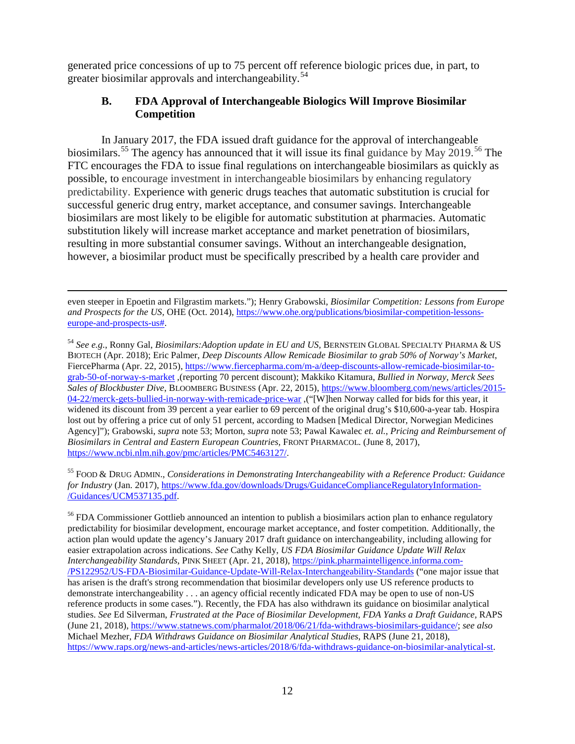generated price concessions of up to 75 percent off reference biologic prices due, in part, to greater biosimilar approvals and interchangeability.[54]

### B. FDA Approval of Interchangeable Biologics Will Improve Biosimilar Competition

In January 2017, the FDA issued draft guidance for the approval of interchangeable biosimilars.[55] The agency has announced that it will issue its final guidance by May 2019.[56] The FTC encourages the FDA to issue final regulations on interchangeable biosimilars as quickly as possible, to encourage investment in interchangeable biosimilars by enhancing regulatory predictability. Experience with generic drugs teaches that automatic substitution is crucial for successful generic drug entry, market acceptance, and consumer savings. Interchangeable biosimilars are most likely to be eligible for automatic substitution at pharmacies. Automatic substitution likely will increase market acceptance and market penetration of biosimilars, resulting in more substantial consumer savings. Without an interchangeable designation, however, a biosimilar product must be specifically prescribed by a health care provider and

---

even steeper in Epoetin and Filgrastim markets."); Henry Grabowski, *Biosimilar Competition: Lessons from Europe and Prospects for the US*, OHE (Oct. 2014), https://www.ohe.org/publications/biosimilar-competition-lessons-europe-and-prospects-us#.

[54] *See e.g.*, Ronny Gal, *Biosimilars:Adoption update in EU and US*, BERNSTEIN GLOBAL SPECIALTY PHARMA & US BIOTECH (Apr. 2018); Eric Palmer, *Deep Discounts Allow Remicade Biosimilar to grab 50% of Norway's Market*, FiercePharma (Apr. 22, 2015), https://www.fiercepharma.com/m-a/deep-discounts-allow-remicade-biosimilar-to-grab-50-of-norway-s-market ,(reporting 70 percent discount); Makkiko Kitamura, *Bullied in Norway, Merck Sees Sales of Blockbuster Dive*, BLOOMBERG BUSINESS (Apr. 22, 2015), https://www.bloomberg.com/news/articles/2015-04-22/merck-gets-bullied-in-norway-with-remicade-price-war ,("[W]hen Norway called for bids for this year, it widened its discount from 39 percent a year earlier to 69 percent of the original drug's $10,600-a-year tab. Hospira lost out by offering a price cut of only 51 percent, according to Madsen [Medical Director, Norwegian Medicines Agency]"); Grabowski, *supra* note 53; Morton, *supra* note 53; Pawal Kawalec *et. al.*, *Pricing and Reimbursement of Biosimilars in Central and Eastern European Countries*, FRONT PHARMACOL. (June 8, 2017), https://www.ncbi.nlm.nih.gov/pmc/articles/PMC5463127/.

[55] FOOD & DRUG ADMIN., *Considerations in Demonstrating Interchangeability with a Reference Product: Guidance for Industry* (Jan. 2017), https://www.fda.gov/downloads/Drugs/GuidanceComplianceRegulatoryInformation-/Guidances/UCM537135.pdf.

[56] FDA Commissioner Gottlieb announced an intention to publish a biosimilars action plan to enhance regulatory predictability for biosimilar development, encourage market acceptance, and foster competition. Additionally, the action plan would update the agency's January 2017 draft guidance on interchangeability, including allowing for easier extrapolation across indications. *See* Cathy Kelly, *US FDA Biosimilar Guidance Update Will Relax Interchangeability Standards*, PINK SHEET (Apr. 21, 2018), https://pink.pharmaintelligence.informa.com-/PS122952/US-FDA-Biosimilar-Guidance-Update-Will-Relax-Interchangeability-Standards ("one major issue that has arisen is the draft's strong recommendation that biosimilar developers only use US reference products to demonstrate interchangeability . . . an agency official recently indicated FDA may be open to use of non-US reference products in some cases."). Recently, the FDA has also withdrawn its guidance on biosimilar analytical studies. *See* Ed Silverman, *Frustrated at the Pace of Biosimilar Development, FDA Yanks a Draft Guidance*, RAPS (June 21, 2018), https://www.statnews.com/pharmalot/2018/06/21/fda-withdraws-biosimilars-guidance/; *see also* Michael Mezher, *FDA Withdraws Guidance on Biosimilar Analytical Studies*, RAPS (June 21, 2018), https://www.raps.org/news-and-articles/news-articles/2018/6/fda-withdraws-guidance-on-biosimilar-analytical-st.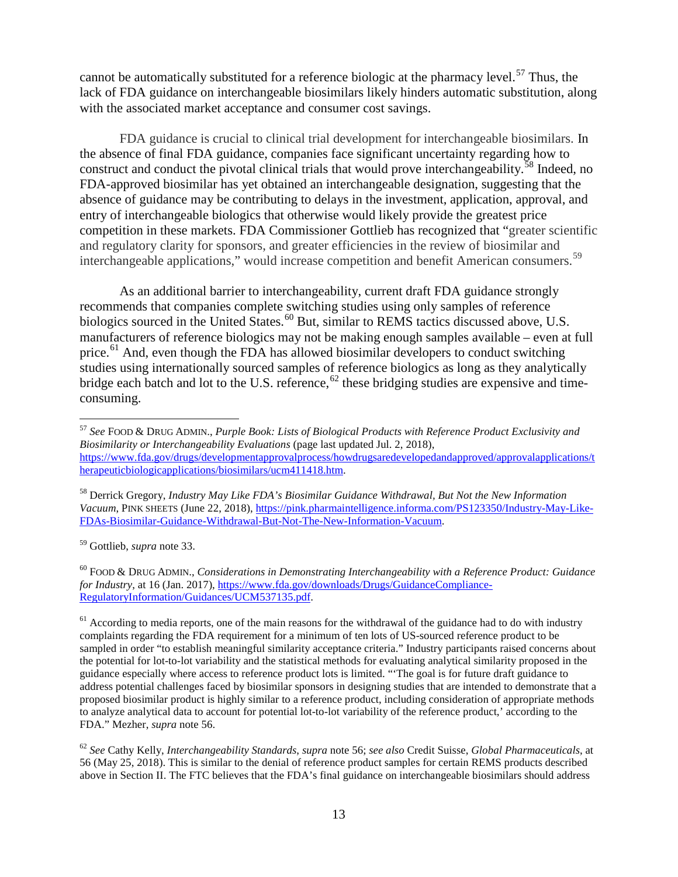cannot be automatically substituted for a reference biologic at the pharmacy level.[57] Thus, the lack of FDA guidance on interchangeable biosimilars likely hinders automatic substitution, along with the associated market acceptance and consumer cost savings.

FDA guidance is crucial to clinical trial development for interchangeable biosimilars. In the absence of final FDA guidance, companies face significant uncertainty regarding how to construct and conduct the pivotal clinical trials that would prove interchangeability.[58] Indeed, no FDA-approved biosimilar has yet obtained an interchangeable designation, suggesting that the absence of guidance may be contributing to delays in the investment, application, approval, and entry of interchangeable biologics that otherwise would likely provide the greatest price competition in these markets. FDA Commissioner Gottlieb has recognized that "greater scientific and regulatory clarity for sponsors, and greater efficiencies in the review of biosimilar and interchangeable applications," would increase competition and benefit American consumers.[59]

As an additional barrier to interchangeability, current draft FDA guidance strongly recommends that companies complete switching studies using only samples of reference biologics sourced in the United States.[60] But, similar to REMS tactics discussed above, U.S. manufacturers of reference biologics may not be making enough samples available – even at full price.[61] And, even though the FDA has allowed biosimilar developers to conduct switching studies using internationally sourced samples of reference biologics as long as they analytically bridge each batch and lot to the U.S. reference,[62] these bridging studies are expensive and time-consuming.

---

[57] *See* FOOD & DRUG ADMIN., *Purple Book: Lists of Biological Products with Reference Product Exclusivity and Biosimilarity or Interchangeability Evaluations* (page last updated Jul. 2, 2018), https://www.fda.gov/drugs/developmentapprovalprocess/howdrugsaredevelopedandapproved/approvalapplications/therapeuticbiologicapplications/biosimilars/ucm411418.htm.

[58] Derrick Gregory, *Industry May Like FDA's Biosimilar Guidance Withdrawal, But Not the New Information Vacuum*, PINK SHEETS (June 22, 2018), https://pink.pharmaintelligence.informa.com/PS123350/Industry-May-Like-FDAs-Biosimilar-Guidance-Withdrawal-But-Not-The-New-Information-Vacuum.

[59] Gottlieb, *supra* note 33.

[60] FOOD & DRUG ADMIN., *Considerations in Demonstrating Interchangeability with a Reference Product: Guidance for Industry*, at 16 (Jan. 2017), https://www.fda.gov/downloads/Drugs/GuidanceCompliance-RegulatoryInformation/Guidances/UCM537135.pdf.

[61] According to media reports, one of the main reasons for the withdrawal of the guidance had to do with industry complaints regarding the FDA requirement for a minimum of ten lots of US-sourced reference product to be sampled in order "to establish meaningful similarity acceptance criteria." Industry participants raised concerns about the potential for lot-to-lot variability and the statistical methods for evaluating analytical similarity proposed in the guidance especially where access to reference product lots is limited. "'The goal is for future draft guidance to address potential challenges faced by biosimilar sponsors in designing studies that are intended to demonstrate that a proposed biosimilar product is highly similar to a reference product, including consideration of appropriate methods to analyze analytical data to account for potential lot-to-lot variability of the reference product,' according to the FDA." Mezher, *supra* note 56.

[62] *See* Cathy Kelly, *Interchangeability Standards*, *supra* note 56; *see also* Credit Suisse, *Global Pharmaceuticals*, at 56 (May 25, 2018). This is similar to the denial of reference product samples for certain REMS products described above in Section II. The FTC believes that the FDA's final guidance on interchangeable biosimilars should address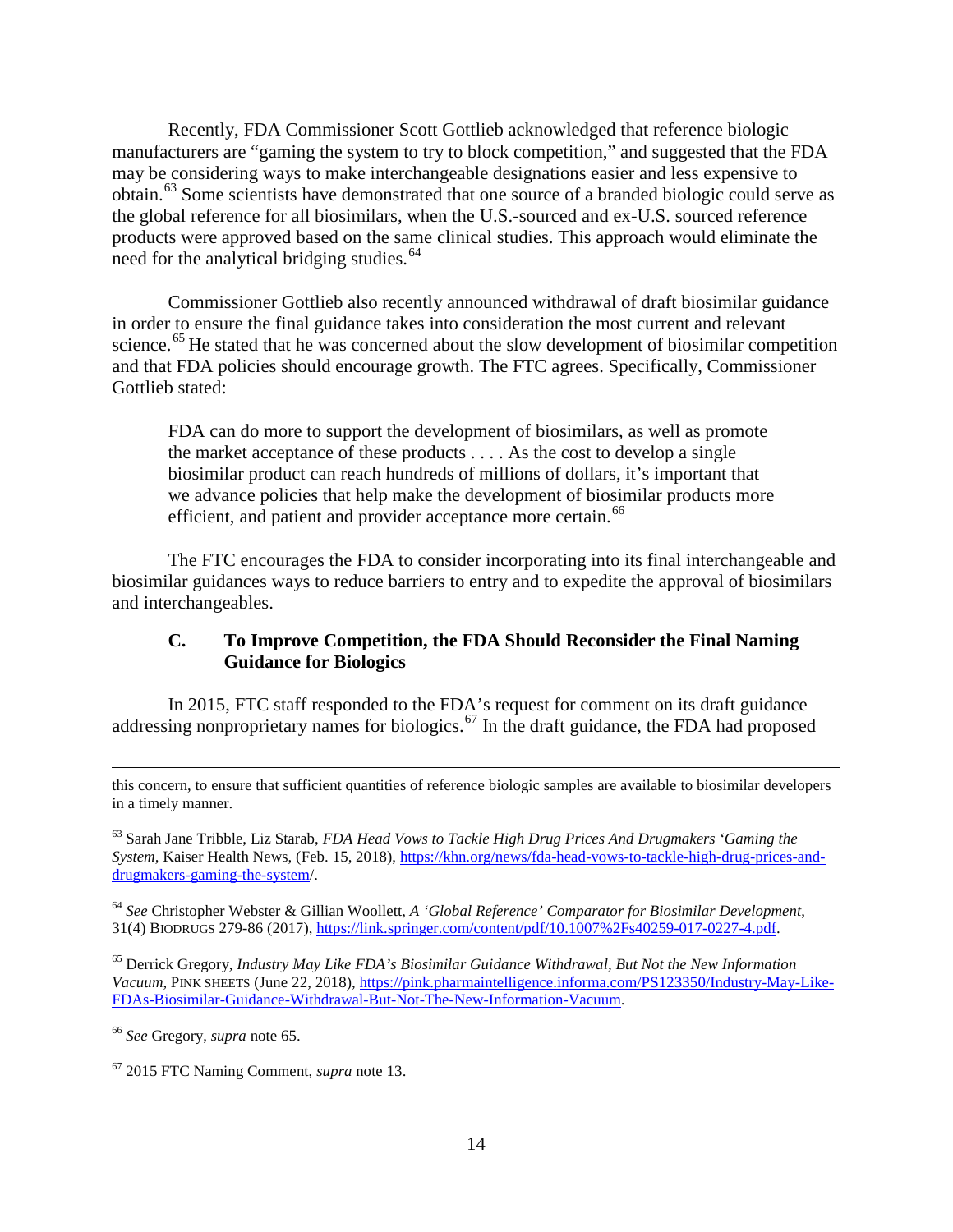Recently, FDA Commissioner Scott Gottlieb acknowledged that reference biologic manufacturers are "gaming the system to try to block competition," and suggested that the FDA may be considering ways to make interchangeable designations easier and less expensive to obtain.[63] Some scientists have demonstrated that one source of a branded biologic could serve as the global reference for all biosimilars, when the U.S.-sourced and ex-U.S. sourced reference products were approved based on the same clinical studies. This approach would eliminate the need for the analytical bridging studies.[64]

Commissioner Gottlieb also recently announced withdrawal of draft biosimilar guidance in order to ensure the final guidance takes into consideration the most current and relevant science.[65] He stated that he was concerned about the slow development of biosimilar competition and that FDA policies should encourage growth. The FTC agrees. Specifically, Commissioner Gottlieb stated:

> FDA can do more to support the development of biosimilars, as well as promote the market acceptance of these products . . . . As the cost to develop a single biosimilar product can reach hundreds of millions of dollars, it's important that we advance policies that help make the development of biosimilar products more efficient, and patient and provider acceptance more certain.[66]

The FTC encourages the FDA to consider incorporating into its final interchangeable and biosimilar guidances ways to reduce barriers to entry and to expedite the approval of biosimilars and interchangeables.

### C. To Improve Competition, the FDA Should Reconsider the Final Naming Guidance for Biologics

In 2015, FTC staff responded to the FDA's request for comment on its draft guidance addressing nonproprietary names for biologics.[67] In the draft guidance, the FDA had proposed

---

this concern, to ensure that sufficient quantities of reference biologic samples are available to biosimilar developers in a timely manner.

[63] Sarah Jane Tribble, Liz Starab, *FDA Head Vows to Tackle High Drug Prices And Drugmakers 'Gaming the System*, Kaiser Health News, (Feb. 15, 2018), https://khn.org/news/fda-head-vows-to-tackle-high-drug-prices-and-drugmakers-gaming-the-system/.

[64] *See* Christopher Webster & Gillian Woollett, *A 'Global Reference' Comparator for Biosimilar Development*, 31(4) BIODRUGS 279-86 (2017), https://link.springer.com/content/pdf/10.1007%2Fs40259-017-0227-4.pdf.

[65] Derrick Gregory, *Industry May Like FDA's Biosimilar Guidance Withdrawal, But Not the New Information Vacuum*, PINK SHEETS (June 22, 2018), https://pink.pharmaintelligence.informa.com/PS123350/Industry-May-Like-FDAs-Biosimilar-Guidance-Withdrawal-But-Not-The-New-Information-Vacuum.

[66] *See* Gregory, *supra* note 65.

[67] 2015 FTC Naming Comment, *supra* note 13.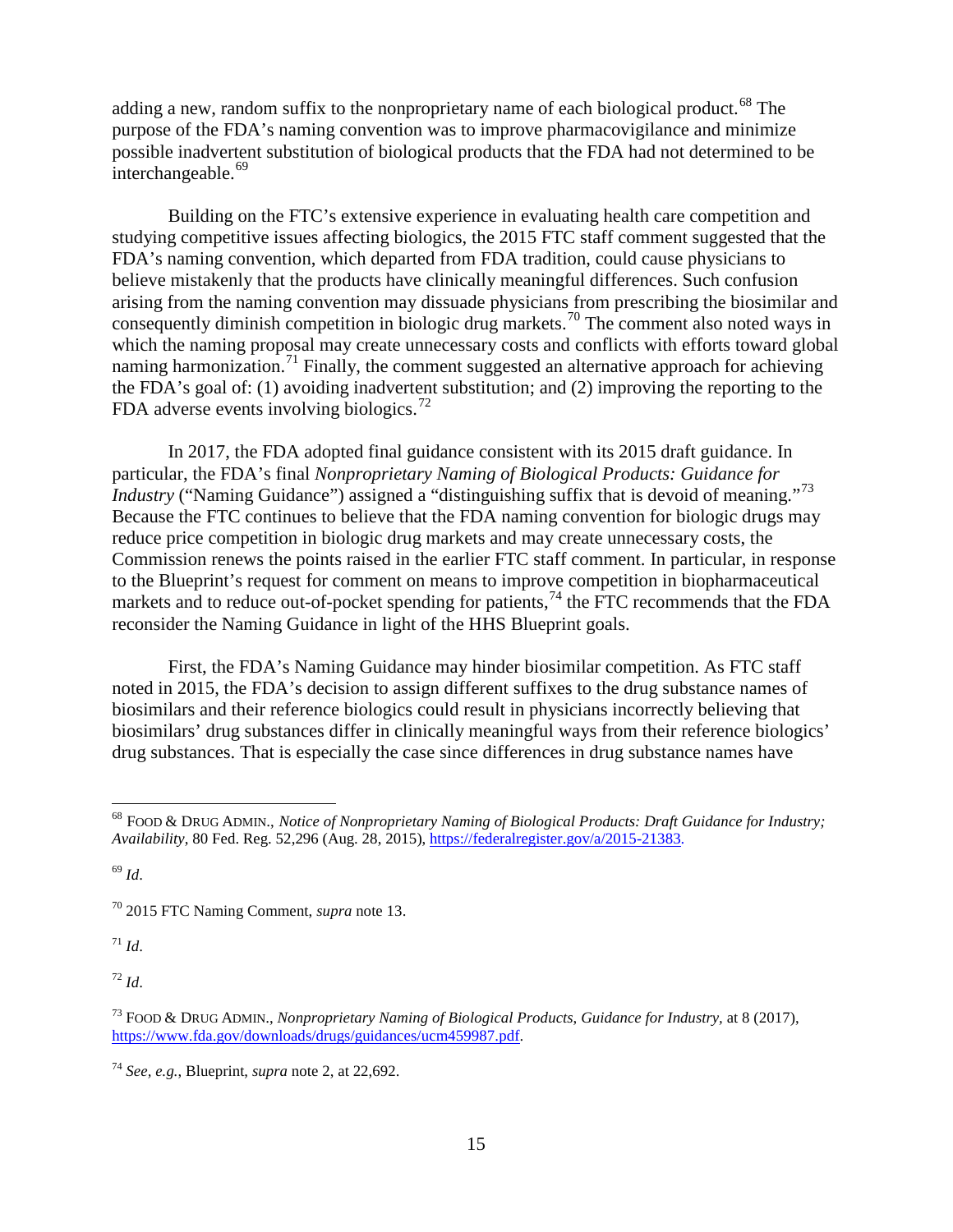adding a new, random suffix to the nonproprietary name of each biological product.[68] The purpose of the FDA's naming convention was to improve pharmacovigilance and minimize possible inadvertent substitution of biological products that the FDA had not determined to be interchangeable.[69]

Building on the FTC's extensive experience in evaluating health care competition and studying competitive issues affecting biologics, the 2015 FTC staff comment suggested that the FDA's naming convention, which departed from FDA tradition, could cause physicians to believe mistakenly that the products have clinically meaningful differences. Such confusion arising from the naming convention may dissuade physicians from prescribing the biosimilar and consequently diminish competition in biologic drug markets.[70] The comment also noted ways in which the naming proposal may create unnecessary costs and conflicts with efforts toward global naming harmonization.[71] Finally, the comment suggested an alternative approach for achieving the FDA's goal of: (1) avoiding inadvertent substitution; and (2) improving the reporting to the FDA adverse events involving biologics.[72]

In 2017, the FDA adopted final guidance consistent with its 2015 draft guidance. In particular, the FDA's final *Nonproprietary Naming of Biological Products: Guidance for Industry* ("Naming Guidance") assigned a "distinguishing suffix that is devoid of meaning."[73] Because the FTC continues to believe that the FDA naming convention for biologic drugs may reduce price competition in biologic drug markets and may create unnecessary costs, the Commission renews the points raised in the earlier FTC staff comment. In particular, in response to the Blueprint's request for comment on means to improve competition in biopharmaceutical markets and to reduce out-of-pocket spending for patients,[74] the FTC recommends that the FDA reconsider the Naming Guidance in light of the HHS Blueprint goals.

First, the FDA's Naming Guidance may hinder biosimilar competition. As FTC staff noted in 2015, the FDA's decision to assign different suffixes to the drug substance names of biosimilars and their reference biologics could result in physicians incorrectly believing that biosimilars' drug substances differ in clinically meaningful ways from their reference biologics' drug substances. That is especially the case since differences in drug substance names have

---

[68] FOOD & DRUG ADMIN., *Notice of Nonproprietary Naming of Biological Products: Draft Guidance for Industry; Availability*, 80 Fed. Reg. 52,296 (Aug. 28, 2015), https://federalregister.gov/a/2015-21383.

[69] *Id.*

[70] 2015 FTC Naming Comment, *supra* note 13.

[71] *Id.*

[72] *Id.*

[73] FOOD & DRUG ADMIN., *Nonproprietary Naming of Biological Products, Guidance for Industry*, at 8 (2017), https://www.fda.gov/downloads/drugs/guidances/ucm459987.pdf.

[74] *See, e.g.*, Blueprint, *supra* note 2, at 22,692.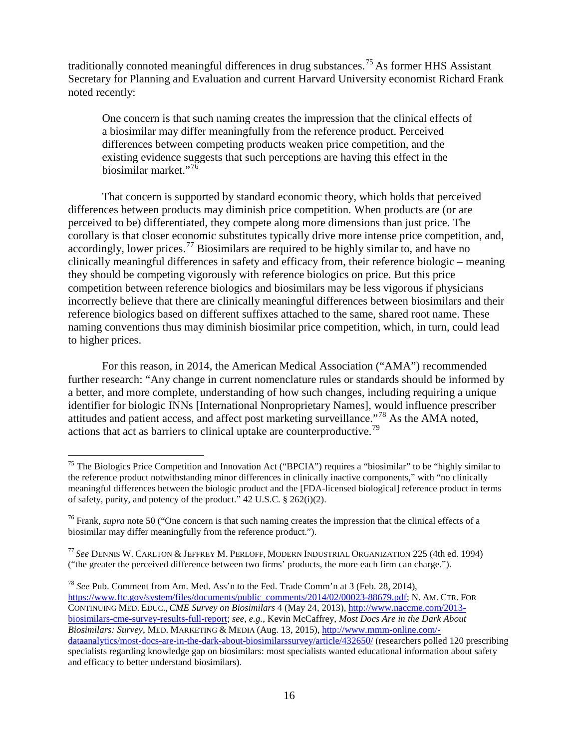traditionally connoted meaningful differences in drug substances.[75] As former HHS Assistant Secretary for Planning and Evaluation and current Harvard University economist Richard Frank noted recently:

> One concern is that such naming creates the impression that the clinical effects of a biosimilar may differ meaningfully from the reference product. Perceived differences between competing products weaken price competition, and the existing evidence suggests that such perceptions are having this effect in the biosimilar market."[76]

That concern is supported by standard economic theory, which holds that perceived differences between products may diminish price competition. When products are (or are perceived to be) differentiated, they compete along more dimensions than just price. The corollary is that closer economic substitutes typically drive more intense price competition, and, accordingly, lower prices.[77] Biosimilars are required to be highly similar to, and have no clinically meaningful differences in safety and efficacy from, their reference biologic – meaning they should be competing vigorously with reference biologics on price. But this price competition between reference biologics and biosimilars may be less vigorous if physicians incorrectly believe that there are clinically meaningful differences between biosimilars and their reference biologics based on different suffixes attached to the same, shared root name. These naming conventions thus may diminish biosimilar price competition, which, in turn, could lead to higher prices.

For this reason, in 2014, the American Medical Association ("AMA") recommended further research: "Any change in current nomenclature rules or standards should be informed by a better, and more complete, understanding of how such changes, including requiring a unique identifier for biologic INNs [International Nonproprietary Names], would influence prescriber attitudes and patient access, and affect post marketing surveillance."[78] As the AMA noted, actions that act as barriers to clinical uptake are counterproductive.[79]

---

[75] The Biologics Price Competition and Innovation Act ("BPCIA") requires a "biosimilar" to be "highly similar to the reference product notwithstanding minor differences in clinically inactive components," with "no clinically meaningful differences between the biologic product and the [FDA-licensed biological] reference product in terms of safety, purity, and potency of the product." 42 U.S.C. § 262(i)(2).

[76] Frank, *supra* note 50 ("One concern is that such naming creates the impression that the clinical effects of a biosimilar may differ meaningfully from the reference product.").

[77] *See* DENNIS W. CARLTON & JEFFREY M. PERLOFF, MODERN INDUSTRIAL ORGANIZATION 225 (4th ed. 1994) ("the greater the perceived difference between two firms' products, the more each firm can charge.").

[78] *See* Pub. Comment from Am. Med. Ass'n to the Fed. Trade Comm'n at 3 (Feb. 28, 2014), https://www.ftc.gov/system/files/documents/public_comments/2014/02/00023-88679.pdf; N. AM. CTR. FOR CONTINUING MED. EDUC., *CME Survey on Biosimilars* 4 (May 24, 2013), http://www.naccme.com/2013-biosimilars-cme-survey-results-full-report; *see, e.g.*, Kevin McCaffrey, *Most Docs Are in the Dark About Biosimilars: Survey*, MED. MARKETING & MEDIA (Aug. 13, 2015), http://www.mmm-online.com/-dataanalytics/most-docs-are-in-the-dark-about-biosimilarssurvey/article/432650/ (researchers polled 120 prescribing specialists regarding knowledge gap on biosimilars: most specialists wanted educational information about safety and efficacy to better understand biosimilars).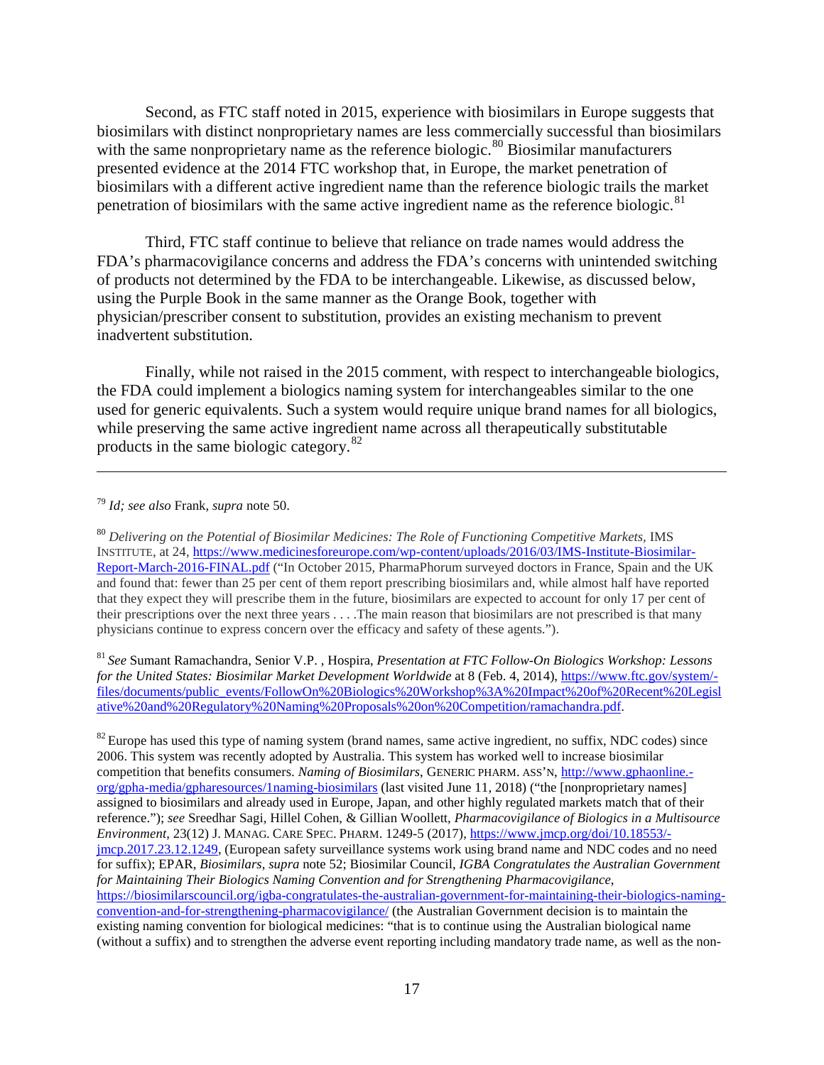Second, as FTC staff noted in 2015, experience with biosimilars in Europe suggests that biosimilars with distinct nonproprietary names are less commercially successful than biosimilars with the same nonproprietary name as the reference biologic.[80] Biosimilar manufacturers presented evidence at the 2014 FTC workshop that, in Europe, the market penetration of biosimilars with a different active ingredient name than the reference biologic trails the market penetration of biosimilars with the same active ingredient name as the reference biologic.[81]

Third, FTC staff continue to believe that reliance on trade names would address the FDA's pharmacovigilance concerns and address the FDA's concerns with unintended switching of products not determined by the FDA to be interchangeable. Likewise, as discussed below, using the Purple Book in the same manner as the Orange Book, together with physician/prescriber consent to substitution, provides an existing mechanism to prevent inadvertent substitution.

Finally, while not raised in the 2015 comment, with respect to interchangeable biologics, the FDA could implement a biologics naming system for interchangeables similar to the one used for generic equivalents. Such a system would require unique brand names for all biologics, while preserving the same active ingredient name across all therapeutically substitutable products in the same biologic category.[82]

---

[79] *Id; see also* Frank, *supra* note 50.

[80] *Delivering on the Potential of Biosimilar Medicines: The Role of Functioning Competitive Markets*, IMS INSTITUTE, at 24, https://www.medicinesforeurope.com/wp-content/uploads/2016/03/IMS-Institute-Biosimilar-Report-March-2016-FINAL.pdf ("In October 2015, PharmaPhorum surveyed doctors in France, Spain and the UK and found that: fewer than 25 per cent of them report prescribing biosimilars and, while almost half have reported that they expect they will prescribe them in the future, biosimilars are expected to account for only 17 per cent of their prescriptions over the next three years . . . .The main reason that biosimilars are not prescribed is that many physicians continue to express concern over the efficacy and safety of these agents.").

[81] *See* Sumant Ramachandra, Senior V.P. , Hospira, *Presentation at FTC Follow-On Biologics Workshop: Lessons for the United States: Biosimilar Market Development Worldwide* at 8 (Feb. 4, 2014), https://www.ftc.gov/system/-files/documents/public_events/FollowOn%20Biologics%20Workshop%3A%20Impact%20of%20Recent%20Legislative%20and%20Regulatory%20Naming%20Proposals%20on%20Competition/ramachandra.pdf.

[82] Europe has used this type of naming system (brand names, same active ingredient, no suffix, NDC codes) since 2006. This system was recently adopted by Australia. This system has worked well to increase biosimilar competition that benefits consumers. *Naming of Biosimilars*, GENERIC PHARM. ASS'N, http://www.gphaonline.-org/gpha-media/gpharesources/1naming-biosimilars (last visited June 11, 2018) ("the [nonproprietary names] assigned to biosimilars and already used in Europe, Japan, and other highly regulated markets match that of their reference."); *see* Sreedhar Sagi, Hillel Cohen, & Gillian Woollett, *Pharmacovigilance of Biologics in a Multisource Environment*, 23(12) J. MANAG. CARE SPEC. PHARM. 1249-5 (2017), https://www.jmcp.org/doi/10.18553/-jmcp.2017.23.12.1249, (European safety surveillance systems work using brand name and NDC codes and no need for suffix); EPAR, *Biosimilars*, *supra* note 52; Biosimilar Council, *IGBA Congratulates the Australian Government for Maintaining Their Biologics Naming Convention and for Strengthening Pharmacovigilance*, https://biosimilarscouncil.org/igba-congratulates-the-australian-government-for-maintaining-their-biologics-naming-convention-and-for-strengthening-pharmacovigilance/ (the Australian Government decision is to maintain the existing naming convention for biological medicines: "that is to continue using the Australian biological name (without a suffix) and to strengthen the adverse event reporting including mandatory trade name, as well as the non-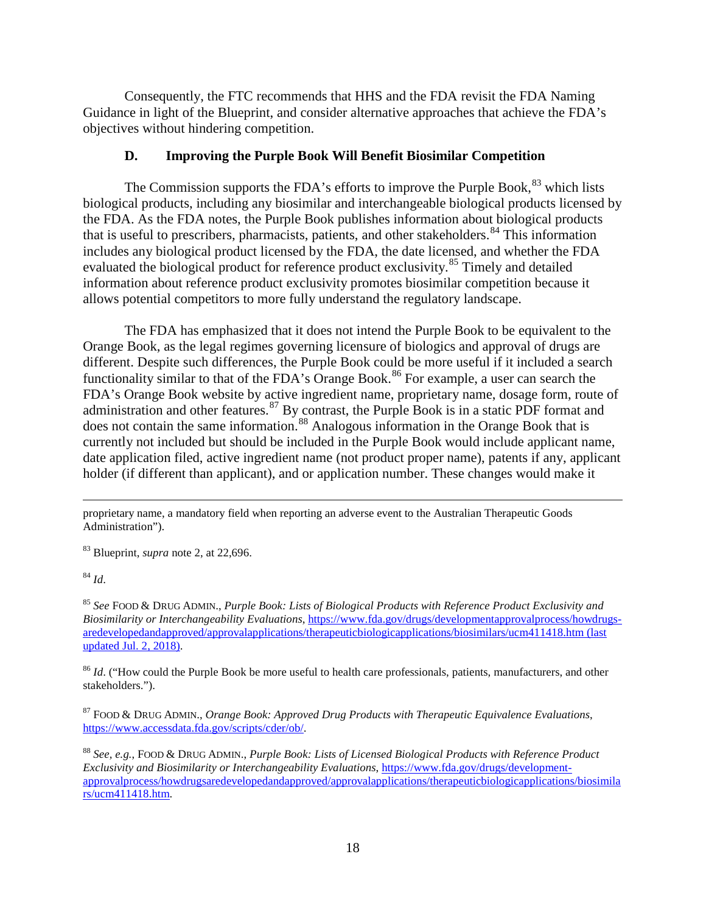Consequently, the FTC recommends that HHS and the FDA revisit the FDA Naming Guidance in light of the Blueprint, and consider alternative approaches that achieve the FDA's objectives without hindering competition.

### D. Improving the Purple Book Will Benefit Biosimilar Competition

The Commission supports the FDA's efforts to improve the Purple Book,[83] which lists biological products, including any biosimilar and interchangeable biological products licensed by the FDA. As the FDA notes, the Purple Book publishes information about biological products that is useful to prescribers, pharmacists, patients, and other stakeholders.[84] This information includes any biological product licensed by the FDA, the date licensed, and whether the FDA evaluated the biological product for reference product exclusivity.[85] Timely and detailed information about reference product exclusivity promotes biosimilar competition because it allows potential competitors to more fully understand the regulatory landscape.

The FDA has emphasized that it does not intend the Purple Book to be equivalent to the Orange Book, as the legal regimes governing licensure of biologics and approval of drugs are different. Despite such differences, the Purple Book could be more useful if it included a search functionality similar to that of the FDA's Orange Book.[86] For example, a user can search the FDA's Orange Book website by active ingredient name, proprietary name, dosage form, route of administration and other features.[87] By contrast, the Purple Book is in a static PDF format and does not contain the same information.[88] Analogous information in the Orange Book that is currently not included but should be included in the Purple Book would include applicant name, date application filed, active ingredient name (not product proper name), patents if any, applicant holder (if different than applicant), and or application number. These changes would make it

---

proprietary name, a mandatory field when reporting an adverse event to the Australian Therapeutic Goods Administration").

[83] Blueprint, *supra* note 2, at 22,696.

[84] *Id*.

[85] *See* FOOD & DRUG ADMIN., *Purple Book: Lists of Biological Products with Reference Product Exclusivity and Biosimilarity or Interchangeability Evaluations*, https://www.fda.gov/drugs/developmentapprovalprocess/howdrugsaredevelopedandapproved/approvalapplications/therapeuticbiologicapplications/biosimilars/ucm411418.htm (last updated Jul. 2, 2018).

[86] *Id*. ("How could the Purple Book be more useful to health care professionals, patients, manufacturers, and other stakeholders.").

[87] FOOD & DRUG ADMIN., *Orange Book: Approved Drug Products with Therapeutic Equivalence Evaluations*, https://www.accessdata.fda.gov/scripts/cder/ob/.

[88] *See, e.g.*, FOOD & DRUG ADMIN., *Purple Book: Lists of Licensed Biological Products with Reference Product Exclusivity and Biosimilarity or Interchangeability Evaluations*, https://www.fda.gov/drugs/development-approvalprocess/howdrugsaredevelopedandapproved/approvalapplications/therapeuticbiologicapplications/biosimilars/ucm411418.htm.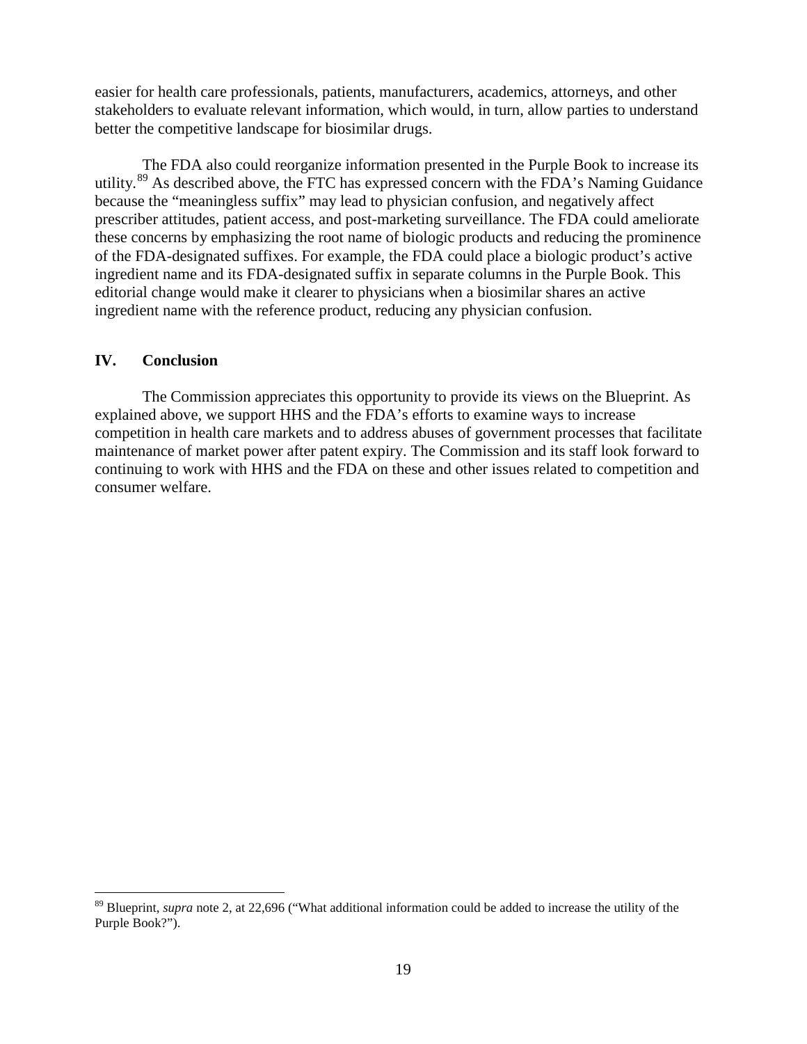easier for health care professionals, patients, manufacturers, academics, attorneys, and other stakeholders to evaluate relevant information, which would, in turn, allow parties to understand better the competitive landscape for biosimilar drugs.

The FDA also could reorganize information presented in the Purple Book to increase its utility.[89] As described above, the FTC has expressed concern with the FDA's Naming Guidance because the "meaningless suffix" may lead to physician confusion, and negatively affect prescriber attitudes, patient access, and post-marketing surveillance. The FDA could ameliorate these concerns by emphasizing the root name of biologic products and reducing the prominence of the FDA-designated suffixes. For example, the FDA could place a biologic product's active ingredient name and its FDA-designated suffix in separate columns in the Purple Book. This editorial change would make it clearer to physicians when a biosimilar shares an active ingredient name with the reference product, reducing any physician confusion.

## IV. Conclusion

The Commission appreciates this opportunity to provide its views on the Blueprint. As explained above, we support HHS and the FDA's efforts to examine ways to increase competition in health care markets and to address abuses of government processes that facilitate maintenance of market power after patent expiry. The Commission and its staff look forward to continuing to work with HHS and the FDA on these and other issues related to competition and consumer welfare.

---

[89] Blueprint, *supra* note 2, at 22,696 ("What additional information could be added to increase the utility of the Purple Book?").